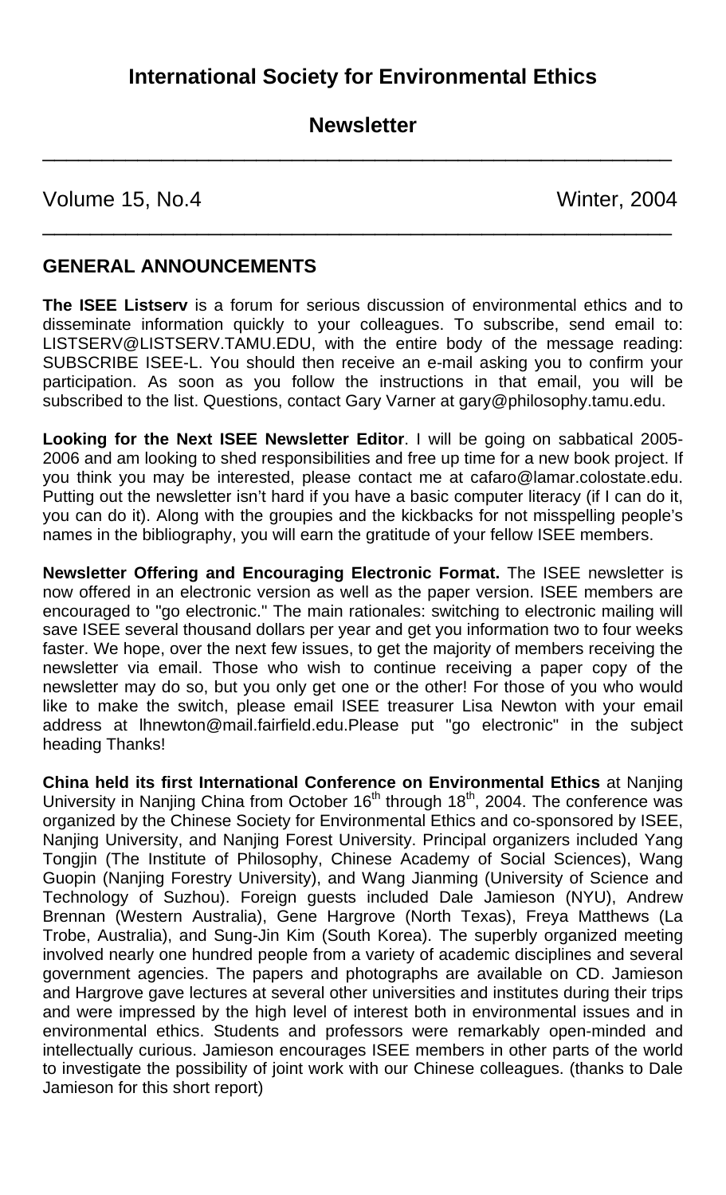# International Society for Environmental Ethics

## Newsletter

Volume 15, No.4 Winter, 2004

## GENERAL ANNOUNCEMENTS

**The ISEE Listserv** is a forum for serious discussion of environmental ethics and to disseminate information quickly to your colleagues. To subscribe, send email to: LISTSERV@LISTSERV.TAMU.EDU, with the entire body of the message reading: SUBSCRIBE ISEE-L. You should then receive an e-mail asking you to confirm your participation. As soon as you follow the instructions in that email, you will be subscribed to the list. Questions, contact Gary Varner at gary@philosophy.tamu.edu.

**Looking for the Next ISEE Newsletter Editor**. I will be going on sabbatical 2005-2006 and am looking to shed responsibilities and free up time for a new book project. If you think you may be interested, please contact me at cafaro@lamar.colostate.edu. Putting out the newsletter isn't hard if you have a basic computer literacy (if I can do it, you can do it). Along with the groupies and the kickbacks for not misspelling people's names in the bibliography, you will earn the gratitude of your fellow ISEE members.

**Newsletter Offering and Encouraging Electronic Format.** The ISEE newsletter is now offered in an electronic version as well as the paper version. ISEE members are encouraged to "go electronic." The main rationales: switching to electronic mailing will save ISEE several thousand dollars per year and get you information two to four weeks faster. We hope, over the next few issues, to get the majority of members receiving the newsletter via email. Those who wish to continue receiving a paper copy of the newsletter may do so, but you only get one or the other! For those of you who would like to make the switch, please email ISEE treasurer Lisa Newton with your email address at lhnewton@mail.fairfield.edu.Please put "go electronic" in the subject heading Thanks!

**China held its first International Conference on Environmental Ethics** at Nanjing University in Nanjing China from October 16th through 18th, 2004. The conference was organized by the Chinese Society for Environmental Ethics and co-sponsored by ISEE, Nanjing University, and Nanjing Forest University. Principal organizers included Yang Tongjin (The Institute of Philosophy, Chinese Academy of Social Sciences), Wang Guopin (Nanjing Forestry University), and Wang Jianming (University of Science and Technology of Suzhou). Foreign guests included Dale Jamieson (NYU), Andrew Brennan (Western Australia), Gene Hargrove (North Texas), Freya Matthews (La Trobe, Australia), and Sung-Jin Kim (South Korea). The superbly organized meeting involved nearly one hundred people from a variety of academic disciplines and several government agencies. The papers and photographs are available on CD. Jamieson and Hargrove gave lectures at several other universities and institutes during their trips and were impressed by the high level of interest both in environmental issues and in environmental ethics. Students and professors were remarkably open-minded and intellectually curious. Jamieson encourages ISEE members in other parts of the world to investigate the possibility of joint work with our Chinese colleagues. (thanks to Dale Jamieson for this short report)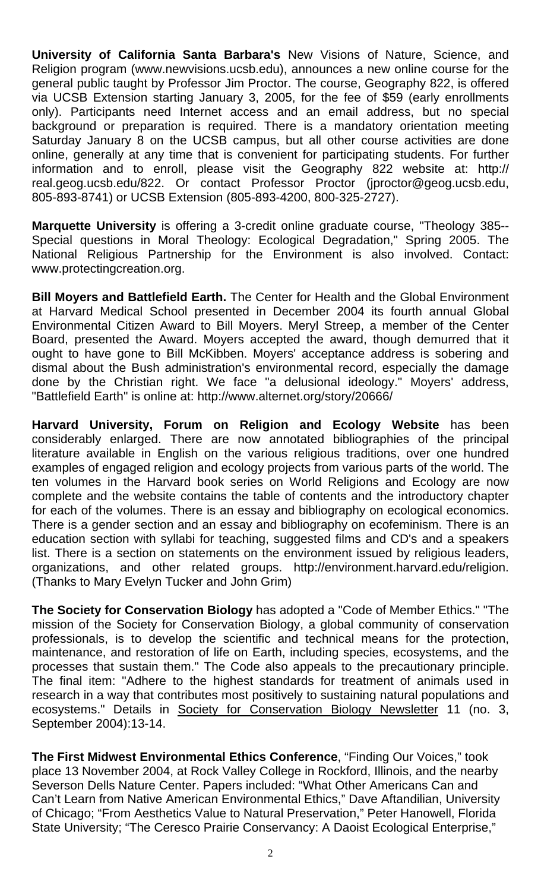**University of California Santa Barbara's** New Visions of Nature, Science, and Religion program (www.newvisions.ucsb.edu), announces a new online course for the general public taught by Professor Jim Proctor. The course, Geography 822, is offered via UCSB Extension starting January 3, 2005, for the fee of $59 (early enrollments only). Participants need Internet access and an email address, but no special background or preparation is required. There is a mandatory orientation meeting Saturday January 8 on the UCSB campus, but all other course activities are done online, generally at any time that is convenient for participating students. For further information and to enroll, please visit the Geography 822 website at: http:// real.geog.ucsb.edu/822. Or contact Professor Proctor (jproctor@geog.ucsb.edu, 805-893-8741) or UCSB Extension (805-893-4200, 800-325-2727).

**Marquette University** is offering a 3-credit online graduate course, "Theology 385--Special questions in Moral Theology: Ecological Degradation," Spring 2005. The National Religious Partnership for the Environment is also involved. Contact: www.protectingcreation.org.

**Bill Moyers and Battlefield Earth.** The Center for Health and the Global Environment at Harvard Medical School presented in December 2004 its fourth annual Global Environmental Citizen Award to Bill Moyers. Meryl Streep, a member of the Center Board, presented the Award. Moyers accepted the award, though demurred that it ought to have gone to Bill McKibben. Moyers' acceptance address is sobering and dismal about the Bush administration's environmental record, especially the damage done by the Christian right. We face "a delusional ideology." Moyers' address, "Battlefield Earth" is online at: http://www.alternet.org/story/20666/

**Harvard University, Forum on Religion and Ecology Website** has been considerably enlarged. There are now annotated bibliographies of the principal literature available in English on the various religious traditions, over one hundred examples of engaged religion and ecology projects from various parts of the world. The ten volumes in the Harvard book series on World Religions and Ecology are now complete and the website contains the table of contents and the introductory chapter for each of the volumes. There is an essay and bibliography on ecological economics. There is a gender section and an essay and bibliography on ecofeminism. There is an education section with syllabi for teaching, suggested films and CD's and a speakers list. There is a section on statements on the environment issued by religious leaders, organizations, and other related groups. http://environment.harvard.edu/religion. (Thanks to Mary Evelyn Tucker and John Grim)

**The Society for Conservation Biology** has adopted a "Code of Member Ethics." "The mission of the Society for Conservation Biology, a global community of conservation professionals, is to develop the scientific and technical means for the protection, maintenance, and restoration of life on Earth, including species, ecosystems, and the processes that sustain them." The Code also appeals to the precautionary principle. The final item: "Adhere to the highest standards for treatment of animals used in research in a way that contributes most positively to sustaining natural populations and ecosystems." Details in Society for Conservation Biology Newsletter 11 (no. 3, September 2004):13-14.

**The First Midwest Environmental Ethics Conference**, "Finding Our Voices," took place 13 November 2004, at Rock Valley College in Rockford, Illinois, and the nearby Severson Dells Nature Center. Papers included: "What Other Americans Can and Can't Learn from Native American Environmental Ethics," Dave Aftandilian, University of Chicago; "From Aesthetics Value to Natural Preservation," Peter Hanowell, Florida State University; "The Ceresco Prairie Conservancy: A Daoist Ecological Enterprise,"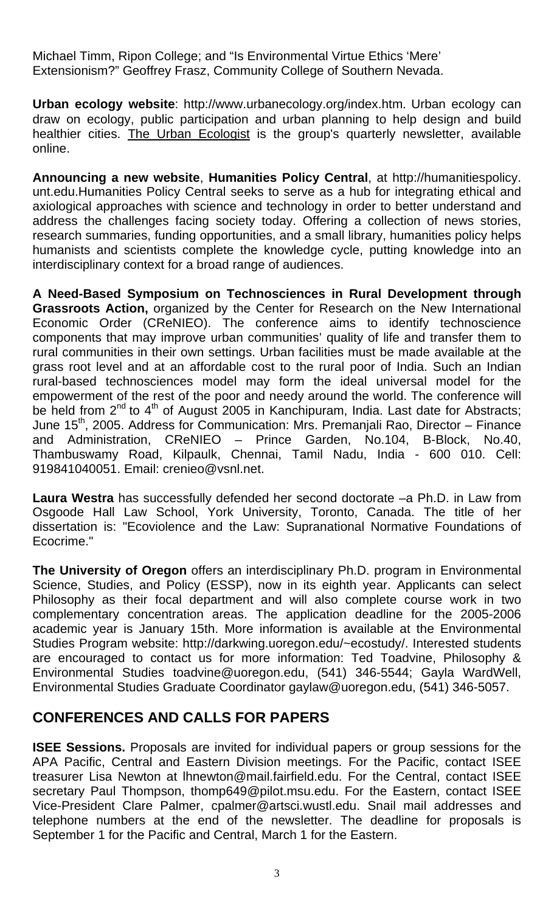Michael Timm, Ripon College; and "Is Environmental Virtue Ethics 'Mere' Extensionism?" Geoffrey Frasz, Community College of Southern Nevada.

**Urban ecology website**: http://www.urbanecology.org/index.htm. Urban ecology can draw on ecology, public participation and urban planning to help design and build healthier cities. The Urban Ecologist is the group's quarterly newsletter, available online.

**Announcing a new website**, **Humanities Policy Central**, at http://humanitiespolicy.unt.edu.Humanities Policy Central seeks to serve as a hub for integrating ethical and axiological approaches with science and technology in order to better understand and address the challenges facing society today. Offering a collection of news stories, research summaries, funding opportunities, and a small library, humanities policy helps humanists and scientists complete the knowledge cycle, putting knowledge into an interdisciplinary context for a broad range of audiences.

**A Need-Based Symposium on Technosciences in Rural Development through Grassroots Action,** organized by the Center for Research on the New International Economic Order (CReNIEO). The conference aims to identify technoscience components that may improve urban communities' quality of life and transfer them to rural communities in their own settings. Urban facilities must be made available at the grass root level and at an affordable cost to the rural poor of India. Such an Indian rural-based technosciences model may form the ideal universal model for the empowerment of the rest of the poor and needy around the world. The conference will be held from 2nd to 4th of August 2005 in Kanchipuram, India. Last date for Abstracts; June 15th, 2005. Address for Communication: Mrs. Premanjali Rao, Director – Finance and Administration, CReNIEO – Prince Garden, No.104, B-Block, No.40, Thambuswamy Road, Kilpaulk, Chennai, Tamil Nadu, India - 600 010. Cell: 919841040051. Email: crenieo@vsnl.net.

**Laura Westra** has successfully defended her second doctorate –a Ph.D. in Law from Osgoode Hall Law School, York University, Toronto, Canada. The title of her dissertation is: "Ecoviolence and the Law: Supranational Normative Foundations of Ecocrime."

**The University of Oregon** offers an interdisciplinary Ph.D. program in Environmental Science, Studies, and Policy (ESSP), now in its eighth year. Applicants can select Philosophy as their focal department and will also complete course work in two complementary concentration areas. The application deadline for the 2005-2006 academic year is January 15th. More information is available at the Environmental Studies Program website: http://darkwing.uoregon.edu/~ecostudy/. Interested students are encouraged to contact us for more information: Ted Toadvine, Philosophy & Environmental Studies toadvine@uoregon.edu, (541) 346-5544; Gayla WardWell, Environmental Studies Graduate Coordinator gaylaw@uoregon.edu, (541) 346-5057.

## CONFERENCES AND CALLS FOR PAPERS

**ISEE Sessions.** Proposals are invited for individual papers or group sessions for the APA Pacific, Central and Eastern Division meetings. For the Pacific, contact ISEE treasurer Lisa Newton at lhnewton@mail.fairfield.edu. For the Central, contact ISEE secretary Paul Thompson, thomp649@pilot.msu.edu. For the Eastern, contact ISEE Vice-President Clare Palmer, cpalmer@artsci.wustl.edu. Snail mail addresses and telephone numbers at the end of the newsletter. The deadline for proposals is September 1 for the Pacific and Central, March 1 for the Eastern.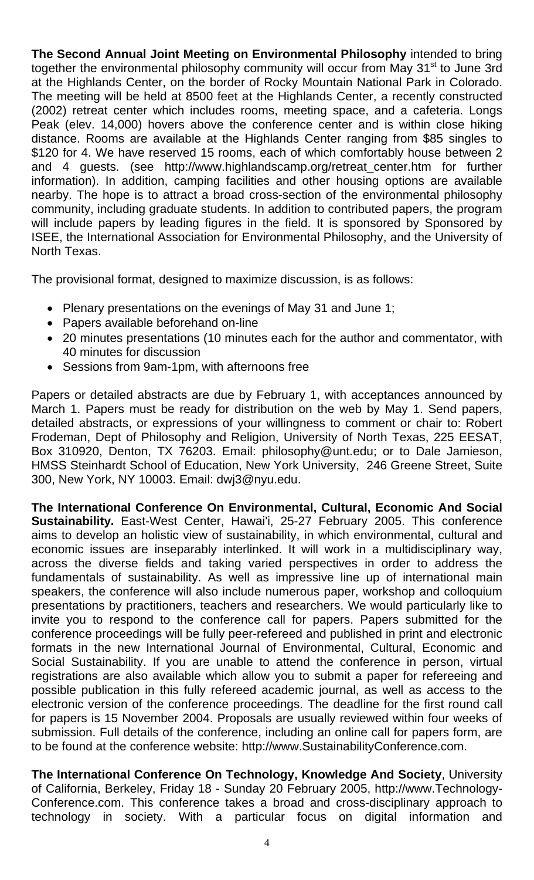**The Second Annual Joint Meeting on Environmental Philosophy** intended to bring together the environmental philosophy community will occur from May 31st to June 3rd at the Highlands Center, on the border of Rocky Mountain National Park in Colorado. The meeting will be held at 8500 feet at the Highlands Center, a recently constructed (2002) retreat center which includes rooms, meeting space, and a cafeteria. Longs Peak (elev. 14,000) hovers above the conference center and is within close hiking distance. Rooms are available at the Highlands Center ranging from $85 singles to $120 for 4. We have reserved 15 rooms, each of which comfortably house between 2 and 4 guests. (see http://www.highlandscamp.org/retreat_center.htm for further information). In addition, camping facilities and other housing options are available nearby. The hope is to attract a broad cross-section of the environmental philosophy community, including graduate students. In addition to contributed papers, the program will include papers by leading figures in the field. It is sponsored by Sponsored by ISEE, the International Association for Environmental Philosophy, and the University of North Texas.

The provisional format, designed to maximize discussion, is as follows:

- Plenary presentations on the evenings of May 31 and June 1;
- Papers available beforehand on-line
- 20 minutes presentations (10 minutes each for the author and commentator, with 40 minutes for discussion
- Sessions from 9am-1pm, with afternoons free

Papers or detailed abstracts are due by February 1, with acceptances announced by March 1. Papers must be ready for distribution on the web by May 1. Send papers, detailed abstracts, or expressions of your willingness to comment or chair to: Robert Frodeman, Dept of Philosophy and Religion, University of North Texas, 225 EESAT, Box 310920, Denton, TX 76203. Email: philosophy@unt.edu; or to Dale Jamieson, HMSS Steinhardt School of Education, New York University, 246 Greene Street, Suite 300, New York, NY 10003. Email: dwj3@nyu.edu.

**The International Conference On Environmental, Cultural, Economic And Social Sustainability.** East-West Center, Hawai'i, 25-27 February 2005. This conference aims to develop an holistic view of sustainability, in which environmental, cultural and economic issues are inseparably interlinked. It will work in a multidisciplinary way, across the diverse fields and taking varied perspectives in order to address the fundamentals of sustainability. As well as impressive line up of international main speakers, the conference will also include numerous paper, workshop and colloquium presentations by practitioners, teachers and researchers. We would particularly like to invite you to respond to the conference call for papers. Papers submitted for the conference proceedings will be fully peer-refereed and published in print and electronic formats in the new International Journal of Environmental, Cultural, Economic and Social Sustainability. If you are unable to attend the conference in person, virtual registrations are also available which allow you to submit a paper for refereeing and possible publication in this fully refereed academic journal, as well as access to the electronic version of the conference proceedings. The deadline for the first round call for papers is 15 November 2004. Proposals are usually reviewed within four weeks of submission. Full details of the conference, including an online call for papers form, are to be found at the conference website: http://www.SustainabilityConference.com.

**The International Conference On Technology, Knowledge And Society**, University of California, Berkeley, Friday 18 - Sunday 20 February 2005, http://www.Technology-Conference.com. This conference takes a broad and cross-disciplinary approach to technology in society. With a particular focus on digital information and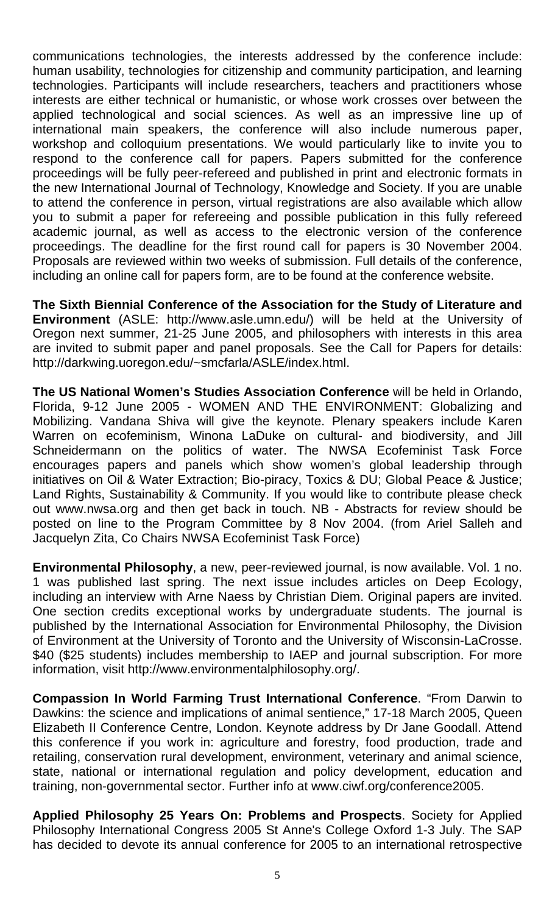communications technologies, the interests addressed by the conference include: human usability, technologies for citizenship and community participation, and learning technologies. Participants will include researchers, teachers and practitioners whose interests are either technical or humanistic, or whose work crosses over between the applied technological and social sciences. As well as an impressive line up of international main speakers, the conference will also include numerous paper, workshop and colloquium presentations. We would particularly like to invite you to respond to the conference call for papers. Papers submitted for the conference proceedings will be fully peer-refereed and published in print and electronic formats in the new International Journal of Technology, Knowledge and Society. If you are unable to attend the conference in person, virtual registrations are also available which allow you to submit a paper for refereeing and possible publication in this fully refereed academic journal, as well as access to the electronic version of the conference proceedings. The deadline for the first round call for papers is 30 November 2004. Proposals are reviewed within two weeks of submission. Full details of the conference, including an online call for papers form, are to be found at the conference website.

**The Sixth Biennial Conference of the Association for the Study of Literature and Environment** (ASLE: http://www.asle.umn.edu/) will be held at the University of Oregon next summer, 21-25 June 2005, and philosophers with interests in this area are invited to submit paper and panel proposals. See the Call for Papers for details: http://darkwing.uoregon.edu/~smcfarla/ASLE/index.html.

**The US National Women's Studies Association Conference** will be held in Orlando, Florida, 9-12 June 2005 - WOMEN AND THE ENVIRONMENT: Globalizing and Mobilizing. Vandana Shiva will give the keynote. Plenary speakers include Karen Warren on ecofeminism, Winona LaDuke on cultural- and biodiversity, and Jill Schneidermann on the politics of water. The NWSA Ecofeminist Task Force encourages papers and panels which show women's global leadership through initiatives on Oil & Water Extraction; Bio-piracy, Toxics & DU; Global Peace & Justice; Land Rights, Sustainability & Community. If you would like to contribute please check out www.nwsa.org and then get back in touch. NB - Abstracts for review should be posted on line to the Program Committee by 8 Nov 2004. (from Ariel Salleh and Jacquelyn Zita, Co Chairs NWSA Ecofeminist Task Force)

**Environmental Philosophy**, a new, peer-reviewed journal, is now available. Vol. 1 no. 1 was published last spring. The next issue includes articles on Deep Ecology, including an interview with Arne Naess by Christian Diem. Original papers are invited. One section credits exceptional works by undergraduate students. The journal is published by the International Association for Environmental Philosophy, the Division of Environment at the University of Toronto and the University of Wisconsin-LaCrosse. $40 ($25 students) includes membership to IAEP and journal subscription. For more information, visit http://www.environmentalphilosophy.org/.

**Compassion In World Farming Trust International Conference**. "From Darwin to Dawkins: the science and implications of animal sentience," 17-18 March 2005, Queen Elizabeth II Conference Centre, London. Keynote address by Dr Jane Goodall. Attend this conference if you work in: agriculture and forestry, food production, trade and retailing, conservation rural development, environment, veterinary and animal science, state, national or international regulation and policy development, education and training, non-governmental sector. Further info at www.ciwf.org/conference2005.

**Applied Philosophy 25 Years On: Problems and Prospects**. Society for Applied Philosophy International Congress 2005 St Anne's College Oxford 1-3 July. The SAP has decided to devote its annual conference for 2005 to an international retrospective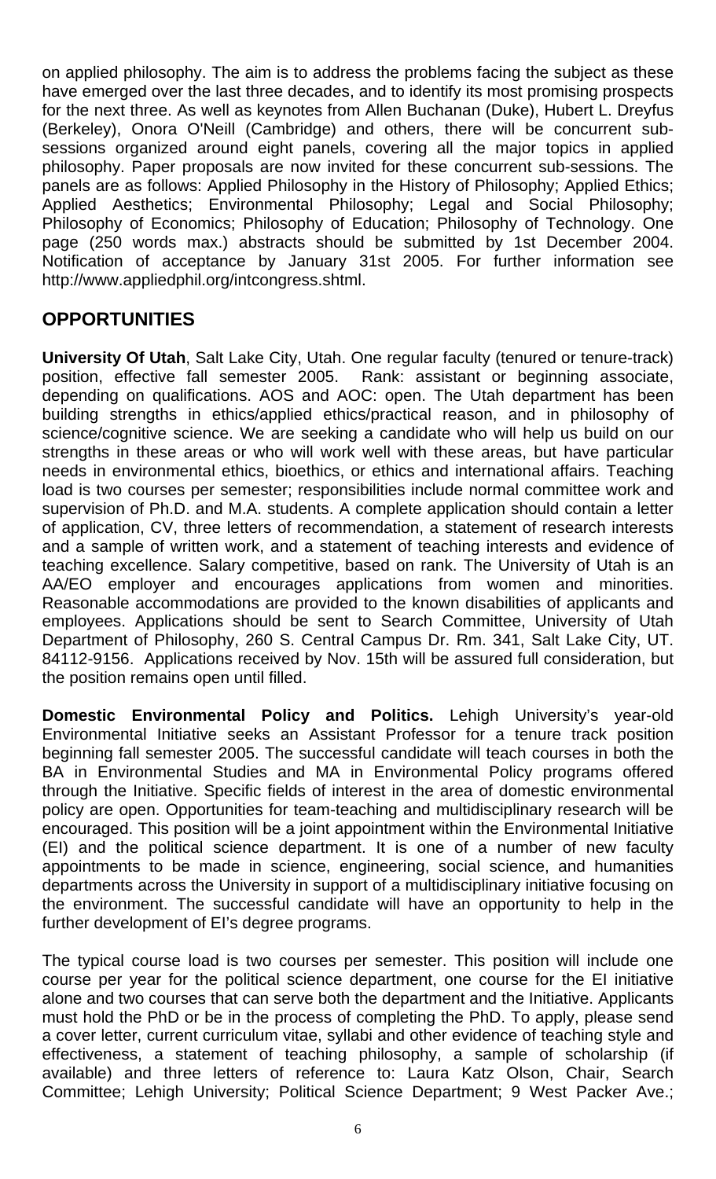on applied philosophy. The aim is to address the problems facing the subject as these have emerged over the last three decades, and to identify its most promising prospects for the next three. As well as keynotes from Allen Buchanan (Duke), Hubert L. Dreyfus (Berkeley), Onora O'Neill (Cambridge) and others, there will be concurrent sub-sessions organized around eight panels, covering all the major topics in applied philosophy. Paper proposals are now invited for these concurrent sub-sessions. The panels are as follows: Applied Philosophy in the History of Philosophy; Applied Ethics; Applied Aesthetics; Environmental Philosophy; Legal and Social Philosophy; Philosophy of Economics; Philosophy of Education; Philosophy of Technology. One page (250 words max.) abstracts should be submitted by 1st December 2004. Notification of acceptance by January 31st 2005. For further information see http://www.appliedphil.org/intcongress.shtml.

## OPPORTUNITIES

**University Of Utah**, Salt Lake City, Utah. One regular faculty (tenured or tenure-track) position, effective fall semester 2005. Rank: assistant or beginning associate, depending on qualifications. AOS and AOC: open. The Utah department has been building strengths in ethics/applied ethics/practical reason, and in philosophy of science/cognitive science. We are seeking a candidate who will help us build on our strengths in these areas or who will work well with these areas, but have particular needs in environmental ethics, bioethics, or ethics and international affairs. Teaching load is two courses per semester; responsibilities include normal committee work and supervision of Ph.D. and M.A. students. A complete application should contain a letter of application, CV, three letters of recommendation, a statement of research interests and a sample of written work, and a statement of teaching interests and evidence of teaching excellence. Salary competitive, based on rank. The University of Utah is an AA/EO employer and encourages applications from women and minorities. Reasonable accommodations are provided to the known disabilities of applicants and employees. Applications should be sent to Search Committee, University of Utah Department of Philosophy, 260 S. Central Campus Dr. Rm. 341, Salt Lake City, UT. 84112-9156. Applications received by Nov. 15th will be assured full consideration, but the position remains open until filled.

**Domestic Environmental Policy and Politics.** Lehigh University's year-old Environmental Initiative seeks an Assistant Professor for a tenure track position beginning fall semester 2005. The successful candidate will teach courses in both the BA in Environmental Studies and MA in Environmental Policy programs offered through the Initiative. Specific fields of interest in the area of domestic environmental policy are open. Opportunities for team-teaching and multidisciplinary research will be encouraged. This position will be a joint appointment within the Environmental Initiative (EI) and the political science department. It is one of a number of new faculty appointments to be made in science, engineering, social science, and humanities departments across the University in support of a multidisciplinary initiative focusing on the environment. The successful candidate will have an opportunity to help in the further development of EI's degree programs.

The typical course load is two courses per semester. This position will include one course per year for the political science department, one course for the EI initiative alone and two courses that can serve both the department and the Initiative. Applicants must hold the PhD or be in the process of completing the PhD. To apply, please send a cover letter, current curriculum vitae, syllabi and other evidence of teaching style and effectiveness, a statement of teaching philosophy, a sample of scholarship (if available) and three letters of reference to: Laura Katz Olson, Chair, Search Committee; Lehigh University; Political Science Department; 9 West Packer Ave.;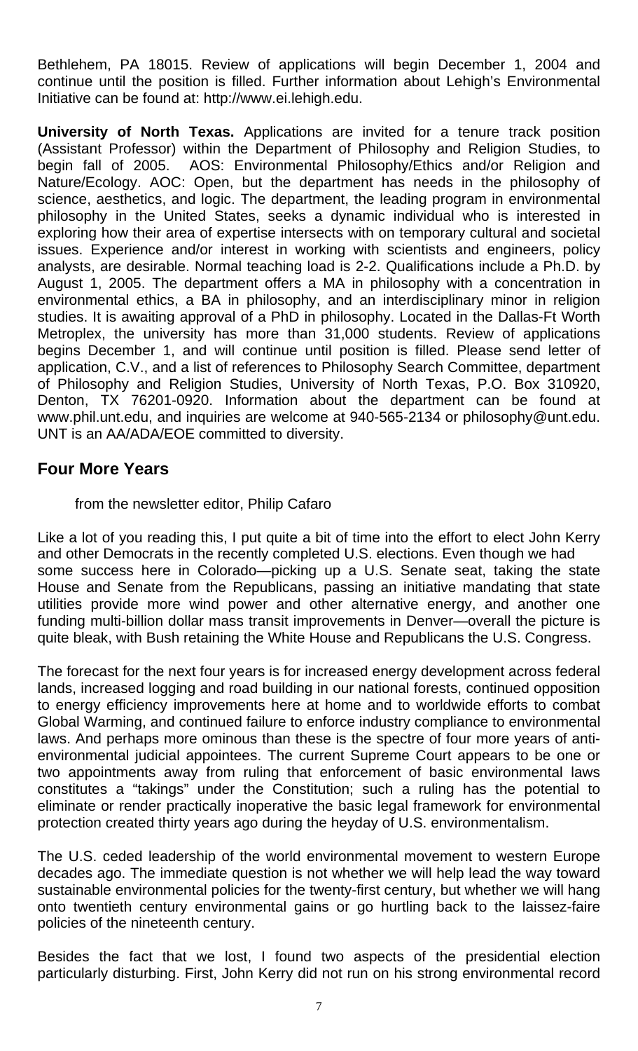Bethlehem, PA 18015. Review of applications will begin December 1, 2004 and continue until the position is filled. Further information about Lehigh's Environmental Initiative can be found at: http://www.ei.lehigh.edu.

**University of North Texas.** Applications are invited for a tenure track position (Assistant Professor) within the Department of Philosophy and Religion Studies, to begin fall of 2005. AOS: Environmental Philosophy/Ethics and/or Religion and Nature/Ecology. AOC: Open, but the department has needs in the philosophy of science, aesthetics, and logic. The department, the leading program in environmental philosophy in the United States, seeks a dynamic individual who is interested in exploring how their area of expertise intersects with on temporary cultural and societal issues. Experience and/or interest in working with scientists and engineers, policy analysts, are desirable. Normal teaching load is 2-2. Qualifications include a Ph.D. by August 1, 2005. The department offers a MA in philosophy with a concentration in environmental ethics, a BA in philosophy, and an interdisciplinary minor in religion studies. It is awaiting approval of a PhD in philosophy. Located in the Dallas-Ft Worth Metroplex, the university has more than 31,000 students. Review of applications begins December 1, and will continue until position is filled. Please send letter of application, C.V., and a list of references to Philosophy Search Committee, department of Philosophy and Religion Studies, University of North Texas, P.O. Box 310920, Denton, TX 76201-0920. Information about the department can be found at www.phil.unt.edu, and inquiries are welcome at 940-565-2134 or philosophy@unt.edu. UNT is an AA/ADA/EOE committed to diversity.

## Four More Years

from the newsletter editor, Philip Cafaro

Like a lot of you reading this, I put quite a bit of time into the effort to elect John Kerry and other Democrats in the recently completed U.S. elections. Even though we had some success here in Colorado—picking up a U.S. Senate seat, taking the state House and Senate from the Republicans, passing an initiative mandating that state utilities provide more wind power and other alternative energy, and another one funding multi-billion dollar mass transit improvements in Denver—overall the picture is quite bleak, with Bush retaining the White House and Republicans the U.S. Congress.

The forecast for the next four years is for increased energy development across federal lands, increased logging and road building in our national forests, continued opposition to energy efficiency improvements here at home and to worldwide efforts to combat Global Warming, and continued failure to enforce industry compliance to environmental laws. And perhaps more ominous than these is the spectre of four more years of anti-environmental judicial appointees. The current Supreme Court appears to be one or two appointments away from ruling that enforcement of basic environmental laws constitutes a "takings" under the Constitution; such a ruling has the potential to eliminate or render practically inoperative the basic legal framework for environmental protection created thirty years ago during the heyday of U.S. environmentalism.

The U.S. ceded leadership of the world environmental movement to western Europe decades ago. The immediate question is not whether we will help lead the way toward sustainable environmental policies for the twenty-first century, but whether we will hang onto twentieth century environmental gains or go hurtling back to the laissez-faire policies of the nineteenth century.

Besides the fact that we lost, I found two aspects of the presidential election particularly disturbing. First, John Kerry did not run on his strong environmental record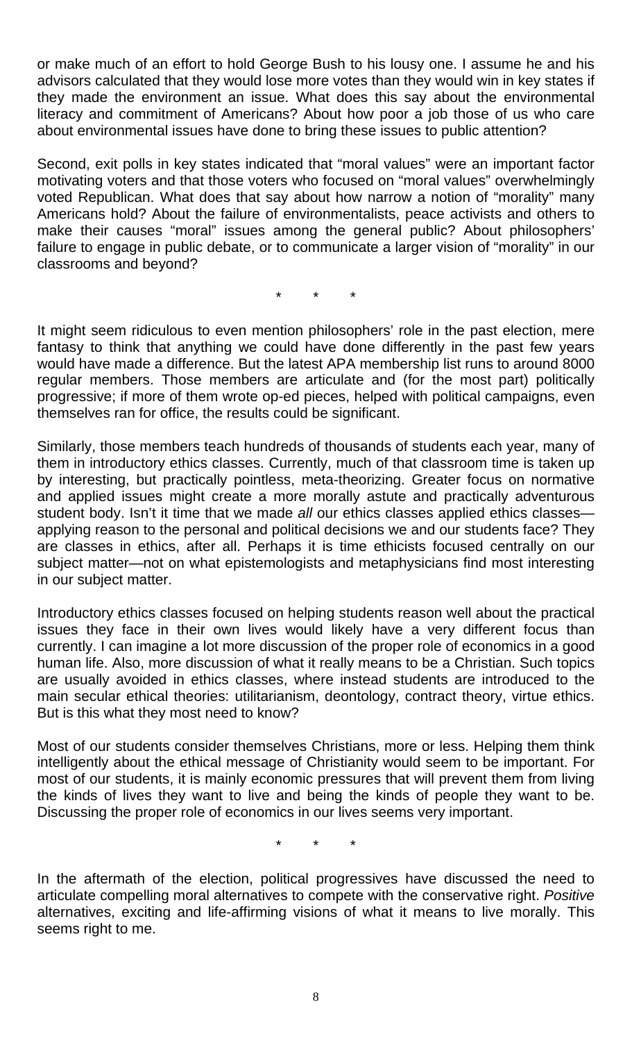or make much of an effort to hold George Bush to his lousy one. I assume he and his advisors calculated that they would lose more votes than they would win in key states if they made the environment an issue. What does this say about the environmental literacy and commitment of Americans? About how poor a job those of us who care about environmental issues have done to bring these issues to public attention?

Second, exit polls in key states indicated that “moral values” were an important factor motivating voters and that those voters who focused on “moral values” overwhelmingly voted Republican. What does that say about how narrow a notion of “morality” many Americans hold? About the failure of environmentalists, peace activists and others to make their causes “moral” issues among the general public? About philosophers’ failure to engage in public debate, or to communicate a larger vision of “morality” in our classrooms and beyond?

\* \* \*

It might seem ridiculous to even mention philosophers’ role in the past election, mere fantasy to think that anything we could have done differently in the past few years would have made a difference. But the latest APA membership list runs to around 8000 regular members. Those members are articulate and (for the most part) politically progressive; if more of them wrote op-ed pieces, helped with political campaigns, even themselves ran for office, the results could be significant.

Similarly, those members teach hundreds of thousands of students each year, many of them in introductory ethics classes. Currently, much of that classroom time is taken up by interesting, but practically pointless, meta-theorizing. Greater focus on normative and applied issues might create a more morally astute and practically adventurous student body. Isn’t it time that we made *all* our ethics classes applied ethics classes—applying reason to the personal and political decisions we and our students face? They are classes in ethics, after all. Perhaps it is time ethicists focused centrally on our subject matter—not on what epistemologists and metaphysicians find most interesting in our subject matter.

Introductory ethics classes focused on helping students reason well about the practical issues they face in their own lives would likely have a very different focus than currently. I can imagine a lot more discussion of the proper role of economics in a good human life. Also, more discussion of what it really means to be a Christian. Such topics are usually avoided in ethics classes, where instead students are introduced to the main secular ethical theories: utilitarianism, deontology, contract theory, virtue ethics. But is this what they most need to know?

Most of our students consider themselves Christians, more or less. Helping them think intelligently about the ethical message of Christianity would seem to be important. For most of our students, it is mainly economic pressures that will prevent them from living the kinds of lives they want to live and being the kinds of people they want to be. Discussing the proper role of economics in our lives seems very important.

\* \* \*

In the aftermath of the election, political progressives have discussed the need to articulate compelling moral alternatives to compete with the conservative right. *Positive* alternatives, exciting and life-affirming visions of what it means to live morally. This seems right to me.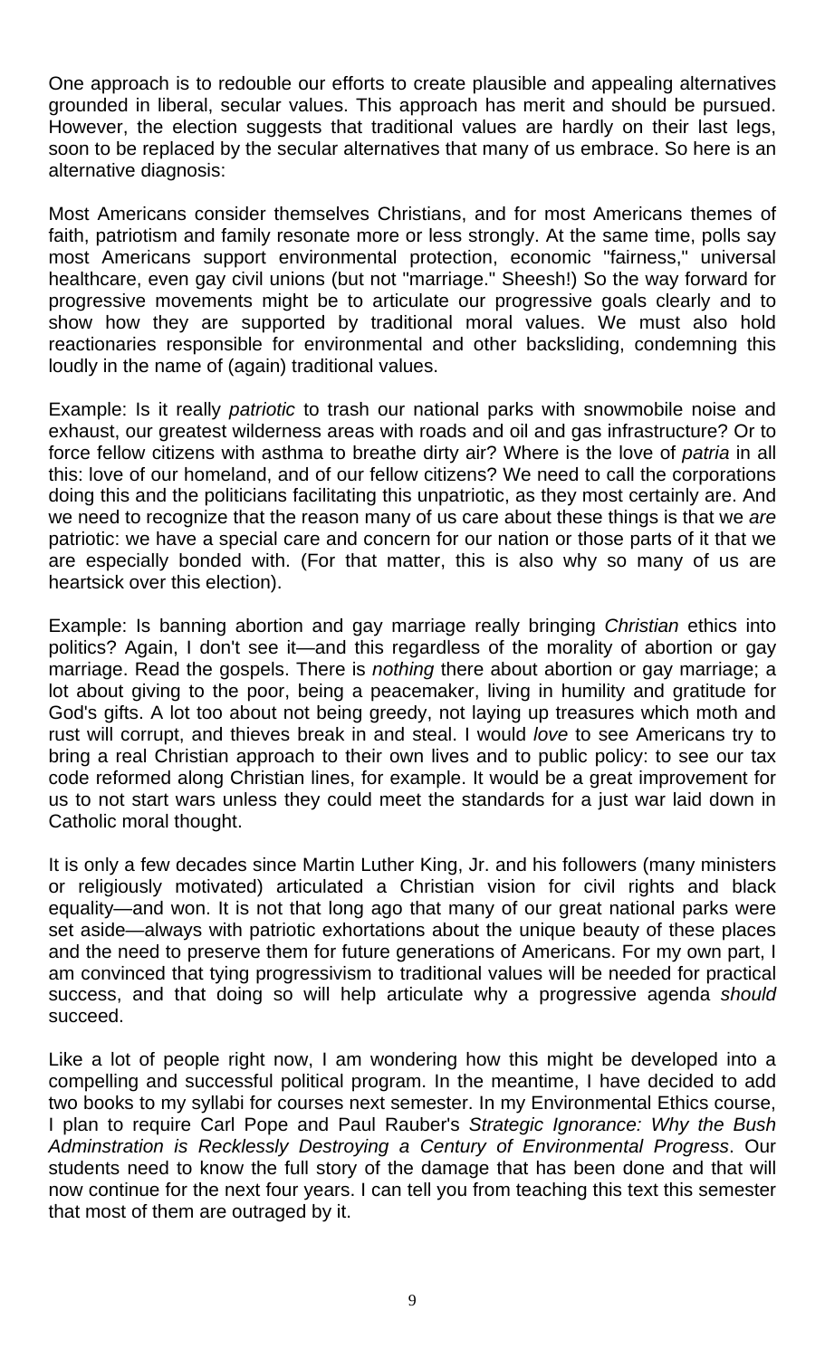One approach is to redouble our efforts to create plausible and appealing alternatives grounded in liberal, secular values. This approach has merit and should be pursued. However, the election suggests that traditional values are hardly on their last legs, soon to be replaced by the secular alternatives that many of us embrace. So here is an alternative diagnosis:

Most Americans consider themselves Christians, and for most Americans themes of faith, patriotism and family resonate more or less strongly. At the same time, polls say most Americans support environmental protection, economic "fairness," universal healthcare, even gay civil unions (but not "marriage." Sheesh!) So the way forward for progressive movements might be to articulate our progressive goals clearly and to show how they are supported by traditional moral values. We must also hold reactionaries responsible for environmental and other backsliding, condemning this loudly in the name of (again) traditional values.

Example: Is it really *patriotic* to trash our national parks with snowmobile noise and exhaust, our greatest wilderness areas with roads and oil and gas infrastructure? Or to force fellow citizens with asthma to breathe dirty air? Where is the love of *patria* in all this: love of our homeland, and of our fellow citizens? We need to call the corporations doing this and the politicians facilitating this unpatriotic, as they most certainly are. And we need to recognize that the reason many of us care about these things is that we *are* patriotic: we have a special care and concern for our nation or those parts of it that we are especially bonded with. (For that matter, this is also why so many of us are heartsick over this election).

Example: Is banning abortion and gay marriage really bringing *Christian* ethics into politics? Again, I don't see it—and this regardless of the morality of abortion or gay marriage. Read the gospels. There is *nothing* there about abortion or gay marriage; a lot about giving to the poor, being a peacemaker, living in humility and gratitude for God's gifts. A lot too about not being greedy, not laying up treasures which moth and rust will corrupt, and thieves break in and steal. I would *love* to see Americans try to bring a real Christian approach to their own lives and to public policy: to see our tax code reformed along Christian lines, for example. It would be a great improvement for us to not start wars unless they could meet the standards for a just war laid down in Catholic moral thought.

It is only a few decades since Martin Luther King, Jr. and his followers (many ministers or religiously motivated) articulated a Christian vision for civil rights and black equality—and won. It is not that long ago that many of our great national parks were set aside—always with patriotic exhortations about the unique beauty of these places and the need to preserve them for future generations of Americans. For my own part, I am convinced that tying progressivism to traditional values will be needed for practical success, and that doing so will help articulate why a progressive agenda *should* succeed.

Like a lot of people right now, I am wondering how this might be developed into a compelling and successful political program. In the meantime, I have decided to add two books to my syllabi for courses next semester. In my Environmental Ethics course, I plan to require Carl Pope and Paul Rauber's *Strategic Ignorance: Why the Bush Adminstration is Recklessly Destroying a Century of Environmental Progress*. Our students need to know the full story of the damage that has been done and that will now continue for the next four years. I can tell you from teaching this text this semester that most of them are outraged by it.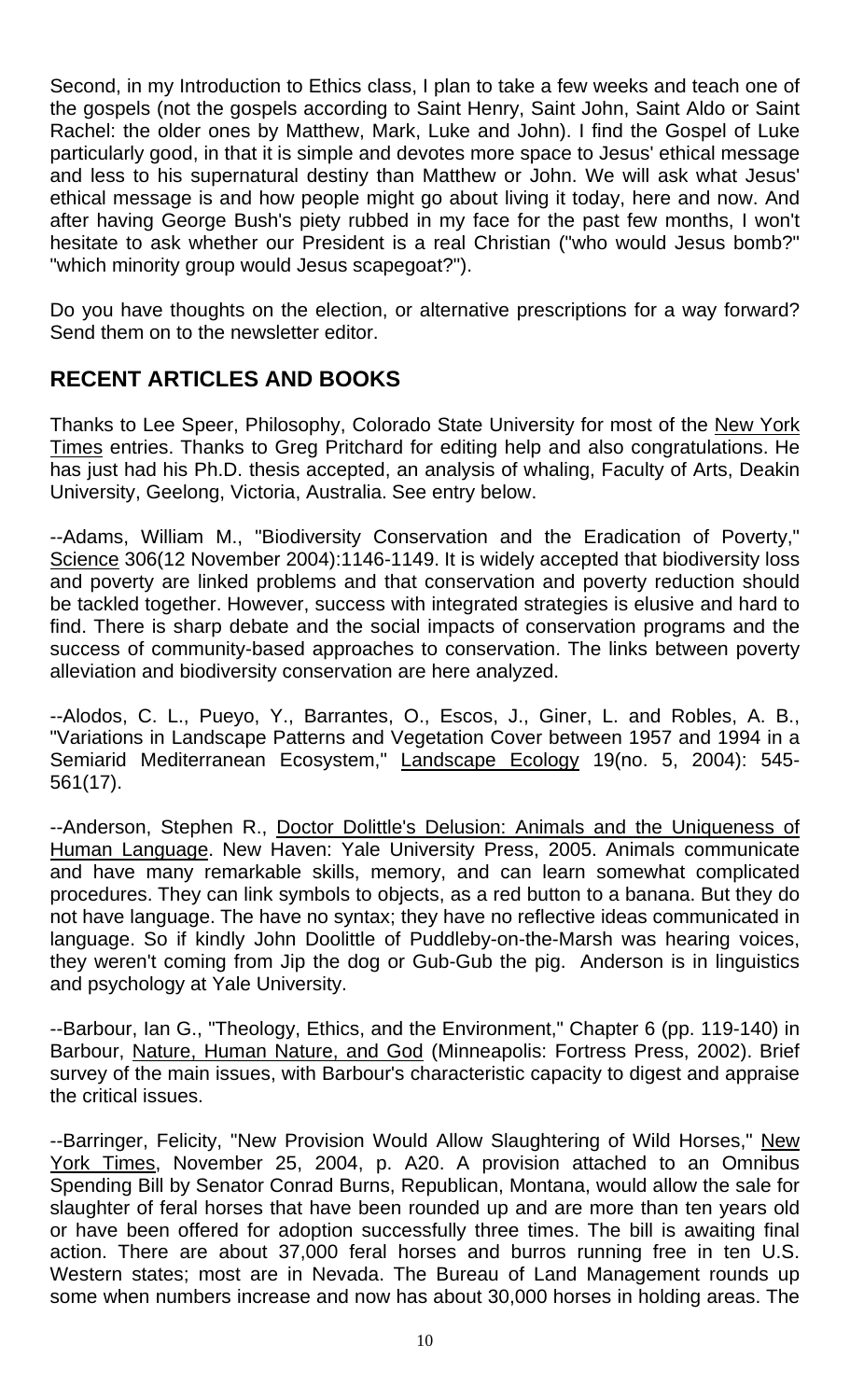Second, in my Introduction to Ethics class, I plan to take a few weeks and teach one of the gospels (not the gospels according to Saint Henry, Saint John, Saint Aldo or Saint Rachel: the older ones by Matthew, Mark, Luke and John). I find the Gospel of Luke particularly good, in that it is simple and devotes more space to Jesus' ethical message and less to his supernatural destiny than Matthew or John. We will ask what Jesus' ethical message is and how people might go about living it today, here and now. And after having George Bush's piety rubbed in my face for the past few months, I won't hesitate to ask whether our President is a real Christian ("who would Jesus bomb?" "which minority group would Jesus scapegoat?").

Do you have thoughts on the election, or alternative prescriptions for a way forward? Send them on to the newsletter editor.

## RECENT ARTICLES AND BOOKS

Thanks to Lee Speer, Philosophy, Colorado State University for most of the New York Times entries. Thanks to Greg Pritchard for editing help and also congratulations. He has just had his Ph.D. thesis accepted, an analysis of whaling, Faculty of Arts, Deakin University, Geelong, Victoria, Australia. See entry below.

--Adams, William M., "Biodiversity Conservation and the Eradication of Poverty," Science 306(12 November 2004):1146-1149. It is widely accepted that biodiversity loss and poverty are linked problems and that conservation and poverty reduction should be tackled together. However, success with integrated strategies is elusive and hard to find. There is sharp debate and the social impacts of conservation programs and the success of community-based approaches to conservation. The links between poverty alleviation and biodiversity conservation are here analyzed.

--Alodos, C. L., Pueyo, Y., Barrantes, O., Escos, J., Giner, L. and Robles, A. B., "Variations in Landscape Patterns and Vegetation Cover between 1957 and 1994 in a Semiarid Mediterranean Ecosystem," Landscape Ecology 19(no. 5, 2004): 545-561(17).

--Anderson, Stephen R., Doctor Dolittle's Delusion: Animals and the Uniqueness of Human Language. New Haven: Yale University Press, 2005. Animals communicate and have many remarkable skills, memory, and can learn somewhat complicated procedures. They can link symbols to objects, as a red button to a banana. But they do not have language. The have no syntax; they have no reflective ideas communicated in language. So if kindly John Doolittle of Puddleby-on-the-Marsh was hearing voices, they weren't coming from Jip the dog or Gub-Gub the pig. Anderson is in linguistics and psychology at Yale University.

--Barbour, Ian G., "Theology, Ethics, and the Environment," Chapter 6 (pp. 119-140) in Barbour, Nature, Human Nature, and God (Minneapolis: Fortress Press, 2002). Brief survey of the main issues, with Barbour's characteristic capacity to digest and appraise the critical issues.

--Barringer, Felicity, "New Provision Would Allow Slaughtering of Wild Horses," New York Times, November 25, 2004, p. A20. A provision attached to an Omnibus Spending Bill by Senator Conrad Burns, Republican, Montana, would allow the sale for slaughter of feral horses that have been rounded up and are more than ten years old or have been offered for adoption successfully three times. The bill is awaiting final action. There are about 37,000 feral horses and burros running free in ten U.S. Western states; most are in Nevada. The Bureau of Land Management rounds up some when numbers increase and now has about 30,000 horses in holding areas. The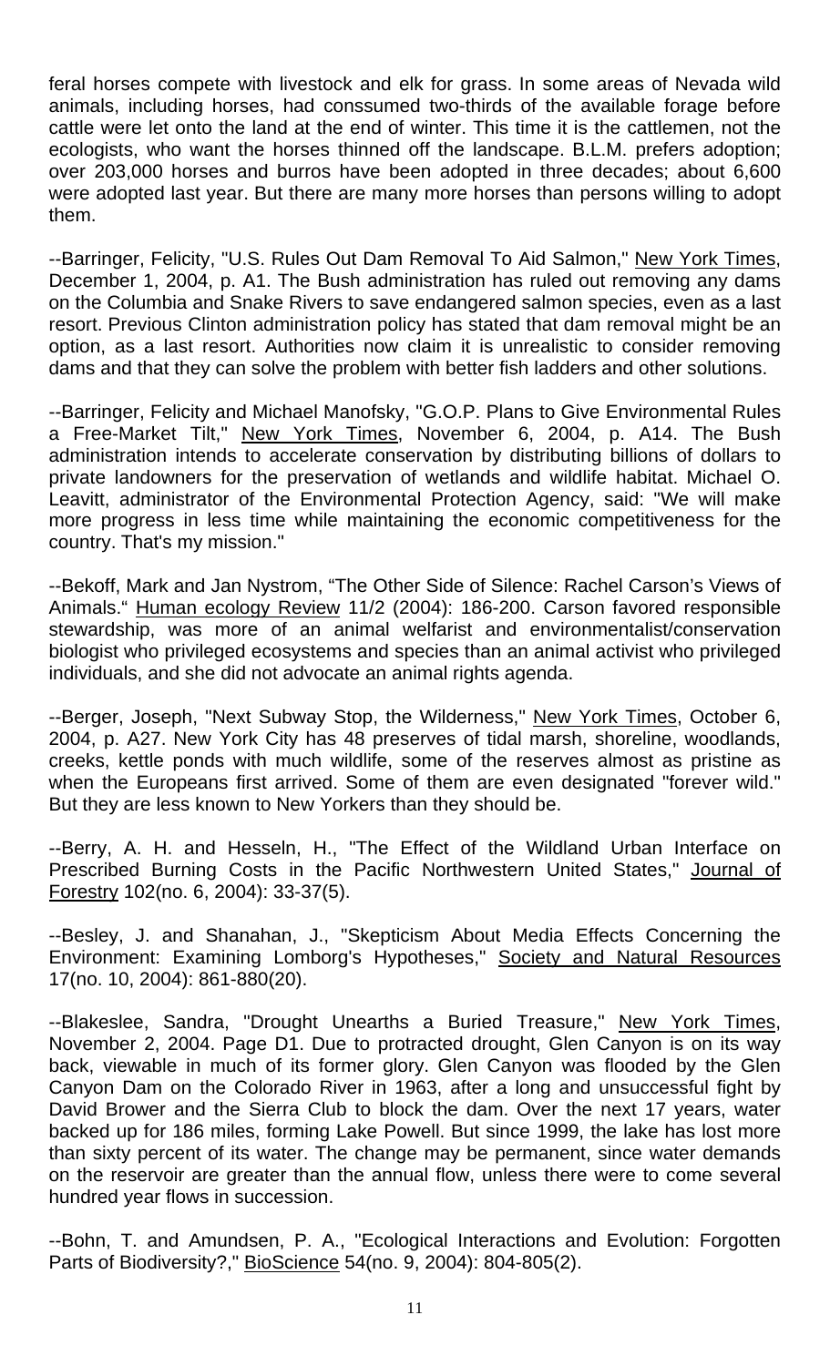feral horses compete with livestock and elk for grass. In some areas of Nevada wild animals, including horses, had conssumed two-thirds of the available forage before cattle were let onto the land at the end of winter. This time it is the cattlemen, not the ecologists, who want the horses thinned off the landscape. B.L.M. prefers adoption; over 203,000 horses and burros have been adopted in three decades; about 6,600 were adopted last year. But there are many more horses than persons willing to adopt them.

--Barringer, Felicity, "U.S. Rules Out Dam Removal To Aid Salmon," New York Times, December 1, 2004, p. A1. The Bush administration has ruled out removing any dams on the Columbia and Snake Rivers to save endangered salmon species, even as a last resort. Previous Clinton administration policy has stated that dam removal might be an option, as a last resort. Authorities now claim it is unrealistic to consider removing dams and that they can solve the problem with better fish ladders and other solutions.

--Barringer, Felicity and Michael Manofsky, "G.O.P. Plans to Give Environmental Rules a Free-Market Tilt," New York Times, November 6, 2004, p. A14. The Bush administration intends to accelerate conservation by distributing billions of dollars to private landowners for the preservation of wetlands and wildlife habitat. Michael O. Leavitt, administrator of the Environmental Protection Agency, said: "We will make more progress in less time while maintaining the economic competitiveness for the country. That's my mission."

--Bekoff, Mark and Jan Nystrom, "The Other Side of Silence: Rachel Carson's Views of Animals." Human ecology Review 11/2 (2004): 186-200. Carson favored responsible stewardship, was more of an animal welfarist and environmentalist/conservation biologist who privileged ecosystems and species than an animal activist who privileged individuals, and she did not advocate an animal rights agenda.

--Berger, Joseph, "Next Subway Stop, the Wilderness," New York Times, October 6, 2004, p. A27. New York City has 48 preserves of tidal marsh, shoreline, woodlands, creeks, kettle ponds with much wildlife, some of the reserves almost as pristine as when the Europeans first arrived. Some of them are even designated "forever wild." But they are less known to New Yorkers than they should be.

--Berry, A. H. and Hesseln, H., "The Effect of the Wildland Urban Interface on Prescribed Burning Costs in the Pacific Northwestern United States," Journal of Forestry 102(no. 6, 2004): 33-37(5).

--Besley, J. and Shanahan, J., "Skepticism About Media Effects Concerning the Environment: Examining Lomborg's Hypotheses," Society and Natural Resources 17(no. 10, 2004): 861-880(20).

--Blakeslee, Sandra, "Drought Unearths a Buried Treasure," New York Times, November 2, 2004. Page D1. Due to protracted drought, Glen Canyon is on its way back, viewable in much of its former glory. Glen Canyon was flooded by the Glen Canyon Dam on the Colorado River in 1963, after a long and unsuccessful fight by David Brower and the Sierra Club to block the dam. Over the next 17 years, water backed up for 186 miles, forming Lake Powell. But since 1999, the lake has lost more than sixty percent of its water. The change may be permanent, since water demands on the reservoir are greater than the annual flow, unless there were to come several hundred year flows in succession.

--Bohn, T. and Amundsen, P. A., "Ecological Interactions and Evolution: Forgotten Parts of Biodiversity?," BioScience 54(no. 9, 2004): 804-805(2).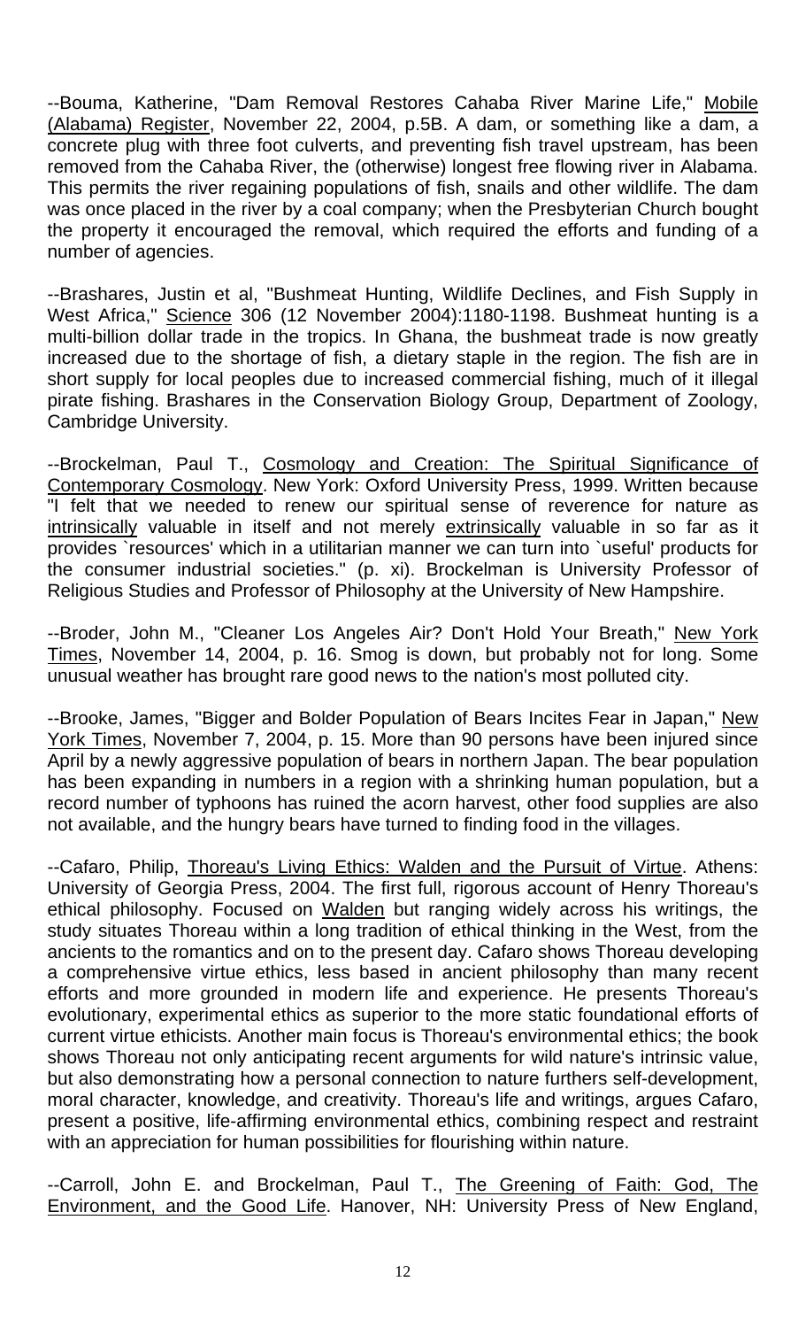--Bouma, Katherine, "Dam Removal Restores Cahaba River Marine Life," Mobile (Alabama) Register, November 22, 2004, p.5B. A dam, or something like a dam, a concrete plug with three foot culverts, and preventing fish travel upstream, has been removed from the Cahaba River, the (otherwise) longest free flowing river in Alabama. This permits the river regaining populations of fish, snails and other wildlife. The dam was once placed in the river by a coal company; when the Presbyterian Church bought the property it encouraged the removal, which required the efforts and funding of a number of agencies.

--Brashares, Justin et al, "Bushmeat Hunting, Wildlife Declines, and Fish Supply in West Africa," Science 306 (12 November 2004):1180-1198. Bushmeat hunting is a multi-billion dollar trade in the tropics. In Ghana, the bushmeat trade is now greatly increased due to the shortage of fish, a dietary staple in the region. The fish are in short supply for local peoples due to increased commercial fishing, much of it illegal pirate fishing. Brashares in the Conservation Biology Group, Department of Zoology, Cambridge University.

--Brockelman, Paul T., Cosmology and Creation: The Spiritual Significance of Contemporary Cosmology. New York: Oxford University Press, 1999. Written because "I felt that we needed to renew our spiritual sense of reverence for nature as intrinsically valuable in itself and not merely extrinsically valuable in so far as it provides `resources' which in a utilitarian manner we can turn into `useful' products for the consumer industrial societies." (p. xi). Brockelman is University Professor of Religious Studies and Professor of Philosophy at the University of New Hampshire.

--Broder, John M., "Cleaner Los Angeles Air? Don't Hold Your Breath," New York Times, November 14, 2004, p. 16. Smog is down, but probably not for long. Some unusual weather has brought rare good news to the nation's most polluted city.

--Brooke, James, "Bigger and Bolder Population of Bears Incites Fear in Japan," New York Times, November 7, 2004, p. 15. More than 90 persons have been injured since April by a newly aggressive population of bears in northern Japan. The bear population has been expanding in numbers in a region with a shrinking human population, but a record number of typhoons has ruined the acorn harvest, other food supplies are also not available, and the hungry bears have turned to finding food in the villages.

--Cafaro, Philip, Thoreau's Living Ethics: Walden and the Pursuit of Virtue. Athens: University of Georgia Press, 2004. The first full, rigorous account of Henry Thoreau's ethical philosophy. Focused on Walden but ranging widely across his writings, the study situates Thoreau within a long tradition of ethical thinking in the West, from the ancients to the romantics and on to the present day. Cafaro shows Thoreau developing a comprehensive virtue ethics, less based in ancient philosophy than many recent efforts and more grounded in modern life and experience. He presents Thoreau's evolutionary, experimental ethics as superior to the more static foundational efforts of current virtue ethicists. Another main focus is Thoreau's environmental ethics; the book shows Thoreau not only anticipating recent arguments for wild nature's intrinsic value, but also demonstrating how a personal connection to nature furthers self-development, moral character, knowledge, and creativity. Thoreau's life and writings, argues Cafaro, present a positive, life-affirming environmental ethics, combining respect and restraint with an appreciation for human possibilities for flourishing within nature.

--Carroll, John E. and Brockelman, Paul T., The Greening of Faith: God, The Environment, and the Good Life. Hanover, NH: University Press of New England,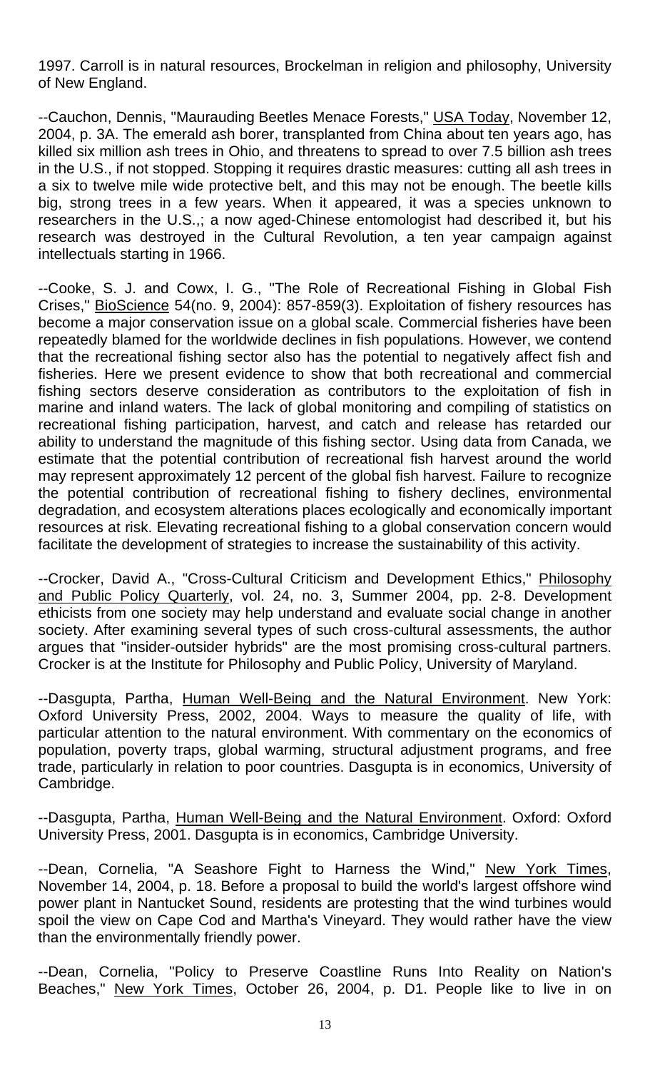1997. Carroll is in natural resources, Brockelman in religion and philosophy, University of New England.

--Cauchon, Dennis, "Maurauding Beetles Menace Forests," USA Today, November 12, 2004, p. 3A. The emerald ash borer, transplanted from China about ten years ago, has killed six million ash trees in Ohio, and threatens to spread to over 7.5 billion ash trees in the U.S., if not stopped. Stopping it requires drastic measures: cutting all ash trees in a six to twelve mile wide protective belt, and this may not be enough. The beetle kills big, strong trees in a few years. When it appeared, it was a species unknown to researchers in the U.S.,; a now aged-Chinese entomologist had described it, but his research was destroyed in the Cultural Revolution, a ten year campaign against intellectuals starting in 1966.

--Cooke, S. J. and Cowx, I. G., "The Role of Recreational Fishing in Global Fish Crises," BioScience 54(no. 9, 2004): 857-859(3). Exploitation of fishery resources has become a major conservation issue on a global scale. Commercial fisheries have been repeatedly blamed for the worldwide declines in fish populations. However, we contend that the recreational fishing sector also has the potential to negatively affect fish and fisheries. Here we present evidence to show that both recreational and commercial fishing sectors deserve consideration as contributors to the exploitation of fish in marine and inland waters. The lack of global monitoring and compiling of statistics on recreational fishing participation, harvest, and catch and release has retarded our ability to understand the magnitude of this fishing sector. Using data from Canada, we estimate that the potential contribution of recreational fish harvest around the world may represent approximately 12 percent of the global fish harvest. Failure to recognize the potential contribution of recreational fishing to fishery declines, environmental degradation, and ecosystem alterations places ecologically and economically important resources at risk. Elevating recreational fishing to a global conservation concern would facilitate the development of strategies to increase the sustainability of this activity.

--Crocker, David A., "Cross-Cultural Criticism and Development Ethics," Philosophy and Public Policy Quarterly, vol. 24, no. 3, Summer 2004, pp. 2-8. Development ethicists from one society may help understand and evaluate social change in another society. After examining several types of such cross-cultural assessments, the author argues that "insider-outsider hybrids" are the most promising cross-cultural partners. Crocker is at the Institute for Philosophy and Public Policy, University of Maryland.

--Dasgupta, Partha, Human Well-Being and the Natural Environment. New York: Oxford University Press, 2002, 2004. Ways to measure the quality of life, with particular attention to the natural environment. With commentary on the economics of population, poverty traps, global warming, structural adjustment programs, and free trade, particularly in relation to poor countries. Dasgupta is in economics, University of Cambridge.

--Dasgupta, Partha, Human Well-Being and the Natural Environment. Oxford: Oxford University Press, 2001. Dasgupta is in economics, Cambridge University.

--Dean, Cornelia, "A Seashore Fight to Harness the Wind," New York Times, November 14, 2004, p. 18. Before a proposal to build the world's largest offshore wind power plant in Nantucket Sound, residents are protesting that the wind turbines would spoil the view on Cape Cod and Martha's Vineyard. They would rather have the view than the environmentally friendly power.

--Dean, Cornelia, "Policy to Preserve Coastline Runs Into Reality on Nation's Beaches," New York Times, October 26, 2004, p. D1. People like to live in on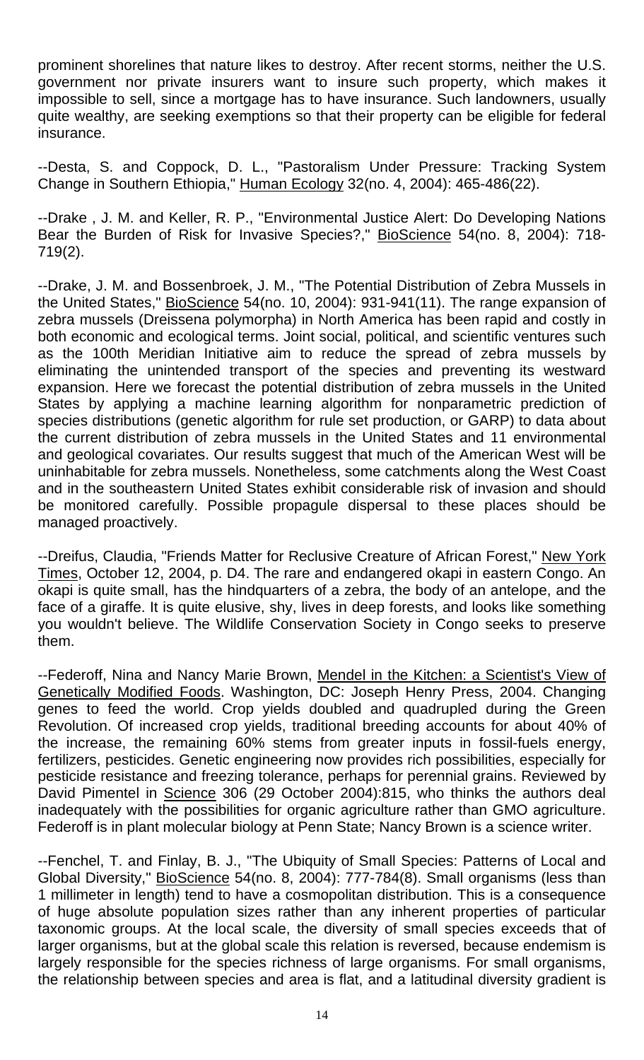prominent shorelines that nature likes to destroy. After recent storms, neither the U.S. government nor private insurers want to insure such property, which makes it impossible to sell, since a mortgage has to have insurance. Such landowners, usually quite wealthy, are seeking exemptions so that their property can be eligible for federal insurance.

--Desta, S. and Coppock, D. L., "Pastoralism Under Pressure: Tracking System Change in Southern Ethiopia," Human Ecology 32(no. 4, 2004): 465-486(22).

--Drake , J. M. and Keller, R. P., "Environmental Justice Alert: Do Developing Nations Bear the Burden of Risk for Invasive Species?," BioScience 54(no. 8, 2004): 718-719(2).

--Drake, J. M. and Bossenbroek, J. M., "The Potential Distribution of Zebra Mussels in the United States," BioScience 54(no. 10, 2004): 931-941(11). The range expansion of zebra mussels (Dreissena polymorpha) in North America has been rapid and costly in both economic and ecological terms. Joint social, political, and scientific ventures such as the 100th Meridian Initiative aim to reduce the spread of zebra mussels by eliminating the unintended transport of the species and preventing its westward expansion. Here we forecast the potential distribution of zebra mussels in the United States by applying a machine learning algorithm for nonparametric prediction of species distributions (genetic algorithm for rule set production, or GARP) to data about the current distribution of zebra mussels in the United States and 11 environmental and geological covariates. Our results suggest that much of the American West will be uninhabitable for zebra mussels. Nonetheless, some catchments along the West Coast and in the southeastern United States exhibit considerable risk of invasion and should be monitored carefully. Possible propagule dispersal to these places should be managed proactively.

--Dreifus, Claudia, "Friends Matter for Reclusive Creature of African Forest," New York Times, October 12, 2004, p. D4. The rare and endangered okapi in eastern Congo. An okapi is quite small, has the hindquarters of a zebra, the body of an antelope, and the face of a giraffe. It is quite elusive, shy, lives in deep forests, and looks like something you wouldn't believe. The Wildlife Conservation Society in Congo seeks to preserve them.

--Federoff, Nina and Nancy Marie Brown, Mendel in the Kitchen: a Scientist's View of Genetically Modified Foods. Washington, DC: Joseph Henry Press, 2004. Changing genes to feed the world. Crop yields doubled and quadrupled during the Green Revolution. Of increased crop yields, traditional breeding accounts for about 40% of the increase, the remaining 60% stems from greater inputs in fossil-fuels energy, fertilizers, pesticides. Genetic engineering now provides rich possibilities, especially for pesticide resistance and freezing tolerance, perhaps for perennial grains. Reviewed by David Pimentel in Science 306 (29 October 2004):815, who thinks the authors deal inadequately with the possibilities for organic agriculture rather than GMO agriculture. Federoff is in plant molecular biology at Penn State; Nancy Brown is a science writer.

--Fenchel, T. and Finlay, B. J., "The Ubiquity of Small Species: Patterns of Local and Global Diversity," BioScience 54(no. 8, 2004): 777-784(8). Small organisms (less than 1 millimeter in length) tend to have a cosmopolitan distribution. This is a consequence of huge absolute population sizes rather than any inherent properties of particular taxonomic groups. At the local scale, the diversity of small species exceeds that of larger organisms, but at the global scale this relation is reversed, because endemism is largely responsible for the species richness of large organisms. For small organisms, the relationship between species and area is flat, and a latitudinal diversity gradient is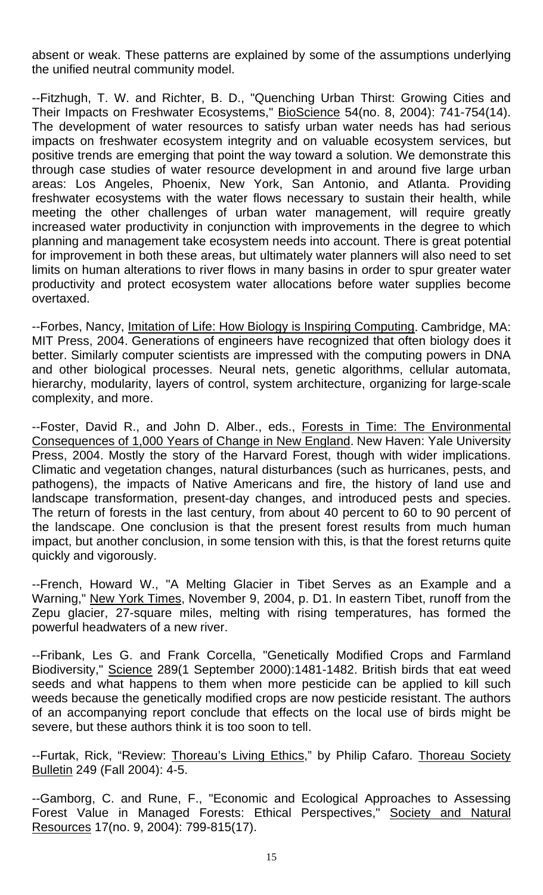absent or weak. These patterns are explained by some of the assumptions underlying the unified neutral community model.

--Fitzhugh, T. W. and Richter, B. D., "Quenching Urban Thirst: Growing Cities and Their Impacts on Freshwater Ecosystems," BioScience 54(no. 8, 2004): 741-754(14). The development of water resources to satisfy urban water needs has had serious impacts on freshwater ecosystem integrity and on valuable ecosystem services, but positive trends are emerging that point the way toward a solution. We demonstrate this through case studies of water resource development in and around five large urban areas: Los Angeles, Phoenix, New York, San Antonio, and Atlanta. Providing freshwater ecosystems with the water flows necessary to sustain their health, while meeting the other challenges of urban water management, will require greatly increased water productivity in conjunction with improvements in the degree to which planning and management take ecosystem needs into account. There is great potential for improvement in both these areas, but ultimately water planners will also need to set limits on human alterations to river flows in many basins in order to spur greater water productivity and protect ecosystem water allocations before water supplies become overtaxed.

--Forbes, Nancy, Imitation of Life: How Biology is Inspiring Computing. Cambridge, MA: MIT Press, 2004. Generations of engineers have recognized that often biology does it better. Similarly computer scientists are impressed with the computing powers in DNA and other biological processes. Neural nets, genetic algorithms, cellular automata, hierarchy, modularity, layers of control, system architecture, organizing for large-scale complexity, and more.

--Foster, David R., and John D. Alber., eds., Forests in Time: The Environmental Consequences of 1,000 Years of Change in New England. New Haven: Yale University Press, 2004. Mostly the story of the Harvard Forest, though with wider implications. Climatic and vegetation changes, natural disturbances (such as hurricanes, pests, and pathogens), the impacts of Native Americans and fire, the history of land use and landscape transformation, present-day changes, and introduced pests and species. The return of forests in the last century, from about 40 percent to 60 to 90 percent of the landscape. One conclusion is that the present forest results from much human impact, but another conclusion, in some tension with this, is that the forest returns quite quickly and vigorously.

--French, Howard W., "A Melting Glacier in Tibet Serves as an Example and a Warning," New York Times, November 9, 2004, p. D1. In eastern Tibet, runoff from the Zepu glacier, 27-square miles, melting with rising temperatures, has formed the powerful headwaters of a new river.

--Fribank, Les G. and Frank Corcella, "Genetically Modified Crops and Farmland Biodiversity," Science 289(1 September 2000):1481-1482. British birds that eat weed seeds and what happens to them when more pesticide can be applied to kill such weeds because the genetically modified crops are now pesticide resistant. The authors of an accompanying report conclude that effects on the local use of birds might be severe, but these authors think it is too soon to tell.

--Furtak, Rick, "Review: Thoreau's Living Ethics," by Philip Cafaro. Thoreau Society Bulletin 249 (Fall 2004): 4-5.

--Gamborg, C. and Rune, F., "Economic and Ecological Approaches to Assessing Forest Value in Managed Forests: Ethical Perspectives," Society and Natural Resources 17(no. 9, 2004): 799-815(17).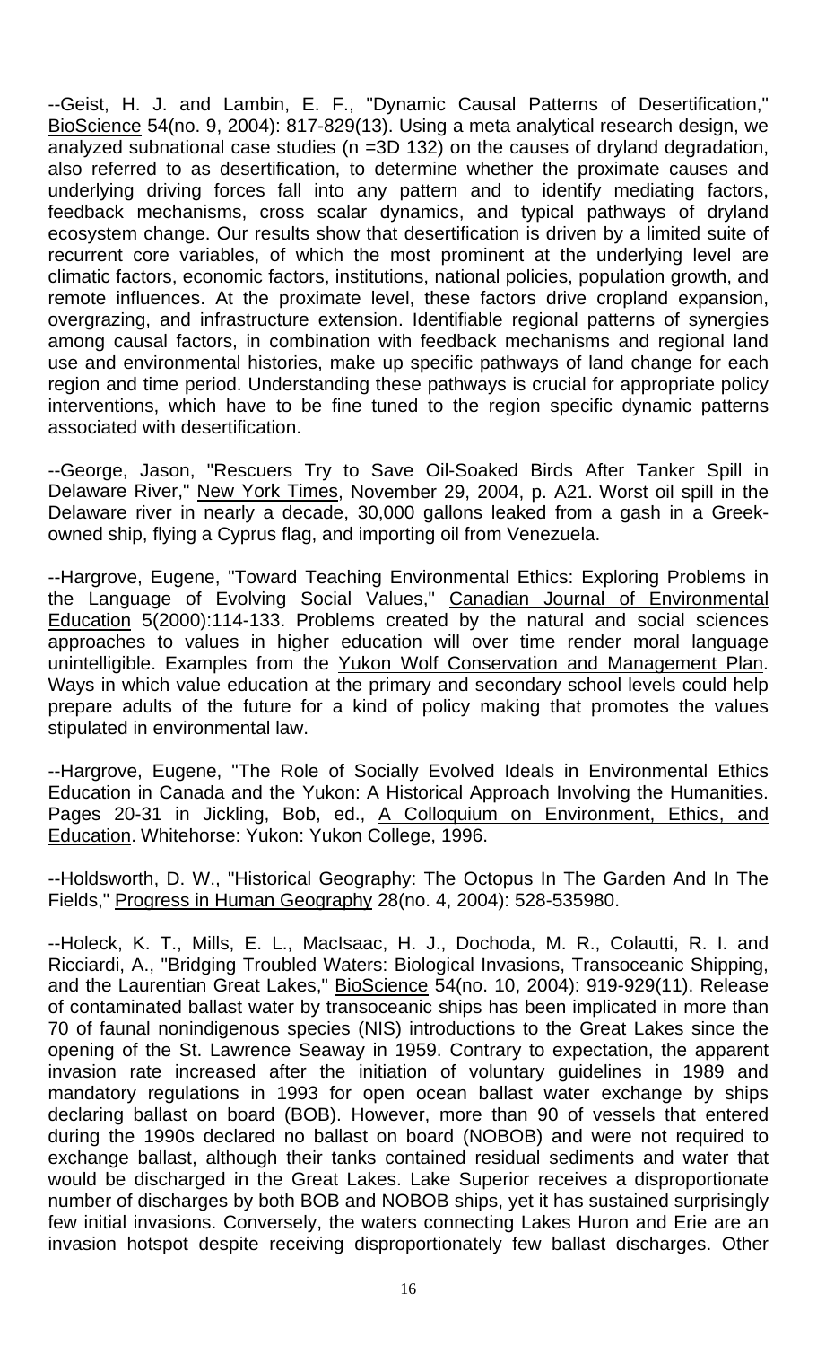--Geist, H. J. and Lambin, E. F., "Dynamic Causal Patterns of Desertification," BioScience 54(no. 9, 2004): 817-829(13). Using a meta analytical research design, we analyzed subnational case studies (n =3D 132) on the causes of dryland degradation, also referred to as desertification, to determine whether the proximate causes and underlying driving forces fall into any pattern and to identify mediating factors, feedback mechanisms, cross scalar dynamics, and typical pathways of dryland ecosystem change. Our results show that desertification is driven by a limited suite of recurrent core variables, of which the most prominent at the underlying level are climatic factors, economic factors, institutions, national policies, population growth, and remote influences. At the proximate level, these factors drive cropland expansion, overgrazing, and infrastructure extension. Identifiable regional patterns of synergies among causal factors, in combination with feedback mechanisms and regional land use and environmental histories, make up specific pathways of land change for each region and time period. Understanding these pathways is crucial for appropriate policy interventions, which have to be fine tuned to the region specific dynamic patterns associated with desertification.

--George, Jason, "Rescuers Try to Save Oil-Soaked Birds After Tanker Spill in Delaware River," New York Times, November 29, 2004, p. A21. Worst oil spill in the Delaware river in nearly a decade, 30,000 gallons leaked from a gash in a Greek-owned ship, flying a Cyprus flag, and importing oil from Venezuela.

--Hargrove, Eugene, "Toward Teaching Environmental Ethics: Exploring Problems in the Language of Evolving Social Values," Canadian Journal of Environmental Education 5(2000):114-133. Problems created by the natural and social sciences approaches to values in higher education will over time render moral language unintelligible. Examples from the Yukon Wolf Conservation and Management Plan. Ways in which value education at the primary and secondary school levels could help prepare adults of the future for a kind of policy making that promotes the values stipulated in environmental law.

--Hargrove, Eugene, "The Role of Socially Evolved Ideals in Environmental Ethics Education in Canada and the Yukon: A Historical Approach Involving the Humanities. Pages 20-31 in Jickling, Bob, ed., A Colloquium on Environment, Ethics, and Education. Whitehorse: Yukon: Yukon College, 1996.

--Holdsworth, D. W., "Historical Geography: The Octopus In The Garden And In The Fields," Progress in Human Geography 28(no. 4, 2004): 528-535980.

--Holeck, K. T., Mills, E. L., MacIsaac, H. J., Dochoda, M. R., Colautti, R. I. and Ricciardi, A., "Bridging Troubled Waters: Biological Invasions, Transoceanic Shipping, and the Laurentian Great Lakes," BioScience 54(no. 10, 2004): 919-929(11). Release of contaminated ballast water by transoceanic ships has been implicated in more than 70 of faunal nonindigenous species (NIS) introductions to the Great Lakes since the opening of the St. Lawrence Seaway in 1959. Contrary to expectation, the apparent invasion rate increased after the initiation of voluntary guidelines in 1989 and mandatory regulations in 1993 for open ocean ballast water exchange by ships declaring ballast on board (BOB). However, more than 90 of vessels that entered during the 1990s declared no ballast on board (NOBOB) and were not required to exchange ballast, although their tanks contained residual sediments and water that would be discharged in the Great Lakes. Lake Superior receives a disproportionate number of discharges by both BOB and NOBOB ships, yet it has sustained surprisingly few initial invasions. Conversely, the waters connecting Lakes Huron and Erie are an invasion hotspot despite receiving disproportionately few ballast discharges. Other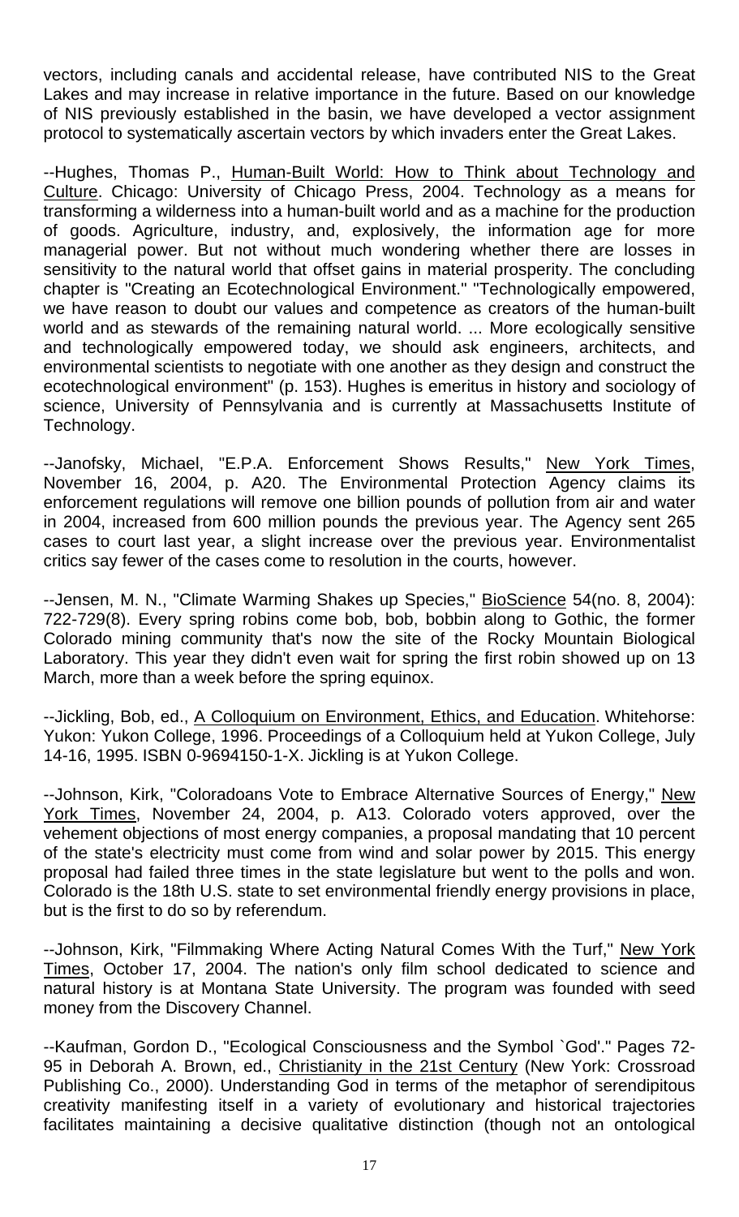vectors, including canals and accidental release, have contributed NIS to the Great Lakes and may increase in relative importance in the future. Based on our knowledge of NIS previously established in the basin, we have developed a vector assignment protocol to systematically ascertain vectors by which invaders enter the Great Lakes.

--Hughes, Thomas P., Human-Built World: How to Think about Technology and Culture. Chicago: University of Chicago Press, 2004. Technology as a means for transforming a wilderness into a human-built world and as a machine for the production of goods. Agriculture, industry, and, explosively, the information age for more managerial power. But not without much wondering whether there are losses in sensitivity to the natural world that offset gains in material prosperity. The concluding chapter is "Creating an Ecotechnological Environment." "Technologically empowered, we have reason to doubt our values and competence as creators of the human-built world and as stewards of the remaining natural world. ... More ecologically sensitive and technologically empowered today, we should ask engineers, architects, and environmental scientists to negotiate with one another as they design and construct the ecotechnological environment" (p. 153). Hughes is emeritus in history and sociology of science, University of Pennsylvania and is currently at Massachusetts Institute of Technology.

--Janofsky, Michael, "E.P.A. Enforcement Shows Results," New York Times, November 16, 2004, p. A20. The Environmental Protection Agency claims its enforcement regulations will remove one billion pounds of pollution from air and water in 2004, increased from 600 million pounds the previous year. The Agency sent 265 cases to court last year, a slight increase over the previous year. Environmentalist critics say fewer of the cases come to resolution in the courts, however.

--Jensen, M. N., "Climate Warming Shakes up Species," BioScience 54(no. 8, 2004): 722-729(8). Every spring robins come bob, bob, bobbin along to Gothic, the former Colorado mining community that's now the site of the Rocky Mountain Biological Laboratory. This year they didn't even wait for spring the first robin showed up on 13 March, more than a week before the spring equinox.

--Jickling, Bob, ed., A Colloquium on Environment, Ethics, and Education. Whitehorse: Yukon: Yukon College, 1996. Proceedings of a Colloquium held at Yukon College, July 14-16, 1995. ISBN 0-9694150-1-X. Jickling is at Yukon College.

--Johnson, Kirk, "Coloradoans Vote to Embrace Alternative Sources of Energy," New York Times, November 24, 2004, p. A13. Colorado voters approved, over the vehement objections of most energy companies, a proposal mandating that 10 percent of the state's electricity must come from wind and solar power by 2015. This energy proposal had failed three times in the state legislature but went to the polls and won. Colorado is the 18th U.S. state to set environmental friendly energy provisions in place, but is the first to do so by referendum.

--Johnson, Kirk, "Filmmaking Where Acting Natural Comes With the Turf," New York Times, October 17, 2004. The nation's only film school dedicated to science and natural history is at Montana State University. The program was founded with seed money from the Discovery Channel.

--Kaufman, Gordon D., "Ecological Consciousness and the Symbol `God'." Pages 72-95 in Deborah A. Brown, ed., Christianity in the 21st Century (New York: Crossroad Publishing Co., 2000). Understanding God in terms of the metaphor of serendipitous creativity manifesting itself in a variety of evolutionary and historical trajectories facilitates maintaining a decisive qualitative distinction (though not an ontological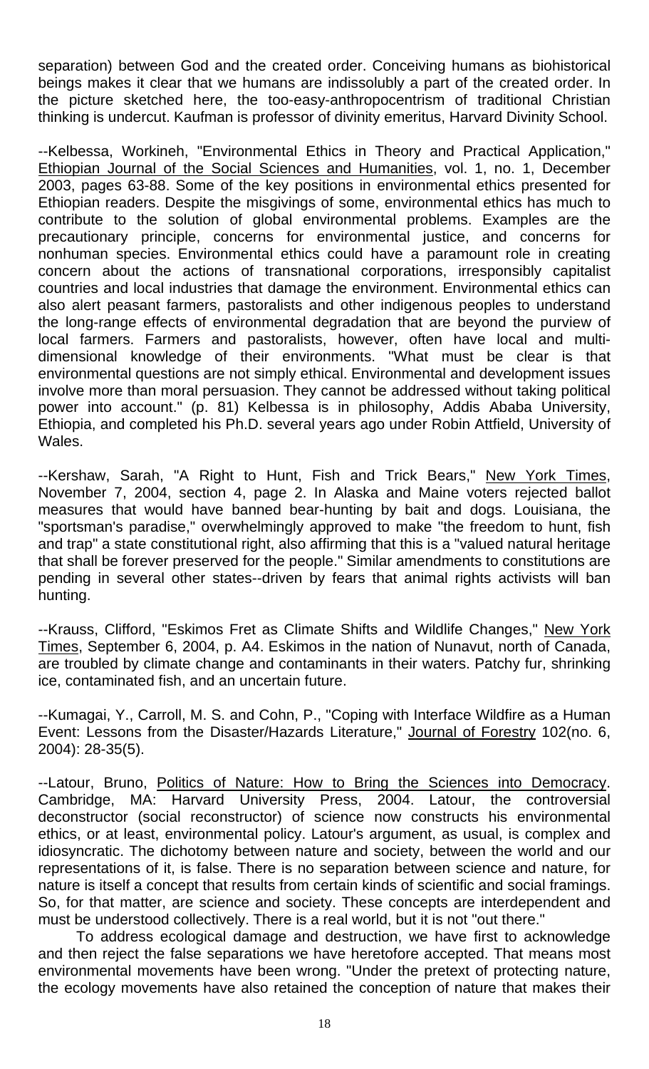separation) between God and the created order. Conceiving humans as biohistorical beings makes it clear that we humans are indissolubly a part of the created order. In the picture sketched here, the too-easy-anthropocentrism of traditional Christian thinking is undercut. Kaufman is professor of divinity emeritus, Harvard Divinity School.

--Kelbessa, Workineh, "Environmental Ethics in Theory and Practical Application," Ethiopian Journal of the Social Sciences and Humanities, vol. 1, no. 1, December 2003, pages 63-88. Some of the key positions in environmental ethics presented for Ethiopian readers. Despite the misgivings of some, environmental ethics has much to contribute to the solution of global environmental problems. Examples are the precautionary principle, concerns for environmental justice, and concerns for nonhuman species. Environmental ethics could have a paramount role in creating concern about the actions of transnational corporations, irresponsibly capitalist countries and local industries that damage the environment. Environmental ethics can also alert peasant farmers, pastoralists and other indigenous peoples to understand the long-range effects of environmental degradation that are beyond the purview of local farmers. Farmers and pastoralists, however, often have local and multi-dimensional knowledge of their environments. "What must be clear is that environmental questions are not simply ethical. Environmental and development issues involve more than moral persuasion. They cannot be addressed without taking political power into account." (p. 81) Kelbessa is in philosophy, Addis Ababa University, Ethiopia, and completed his Ph.D. several years ago under Robin Attfield, University of Wales.

--Kershaw, Sarah, "A Right to Hunt, Fish and Trick Bears," New York Times, November 7, 2004, section 4, page 2. In Alaska and Maine voters rejected ballot measures that would have banned bear-hunting by bait and dogs. Louisiana, the "sportsman's paradise," overwhelmingly approved to make "the freedom to hunt, fish and trap" a state constitutional right, also affirming that this is a "valued natural heritage that shall be forever preserved for the people." Similar amendments to constitutions are pending in several other states--driven by fears that animal rights activists will ban hunting.

--Krauss, Clifford, "Eskimos Fret as Climate Shifts and Wildlife Changes," New York Times, September 6, 2004, p. A4. Eskimos in the nation of Nunavut, north of Canada, are troubled by climate change and contaminants in their waters. Patchy fur, shrinking ice, contaminated fish, and an uncertain future.

--Kumagai, Y., Carroll, M. S. and Cohn, P., "Coping with Interface Wildfire as a Human Event: Lessons from the Disaster/Hazards Literature," Journal of Forestry 102(no. 6, 2004): 28-35(5).

--Latour, Bruno, Politics of Nature: How to Bring the Sciences into Democracy. Cambridge, MA: Harvard University Press, 2004. Latour, the controversial deconstructor (social reconstructor) of science now constructs his environmental ethics, or at least, environmental policy. Latour's argument, as usual, is complex and idiosyncratic. The dichotomy between nature and society, between the world and our representations of it, is false. There is no separation between science and nature, for nature is itself a concept that results from certain kinds of scientific and social framings. So, for that matter, are science and society. These concepts are interdependent and must be understood collectively. There is a real world, but it is not "out there."

To address ecological damage and destruction, we have first to acknowledge and then reject the false separations we have heretofore accepted. That means most environmental movements have been wrong. "Under the pretext of protecting nature, the ecology movements have also retained the conception of nature that makes their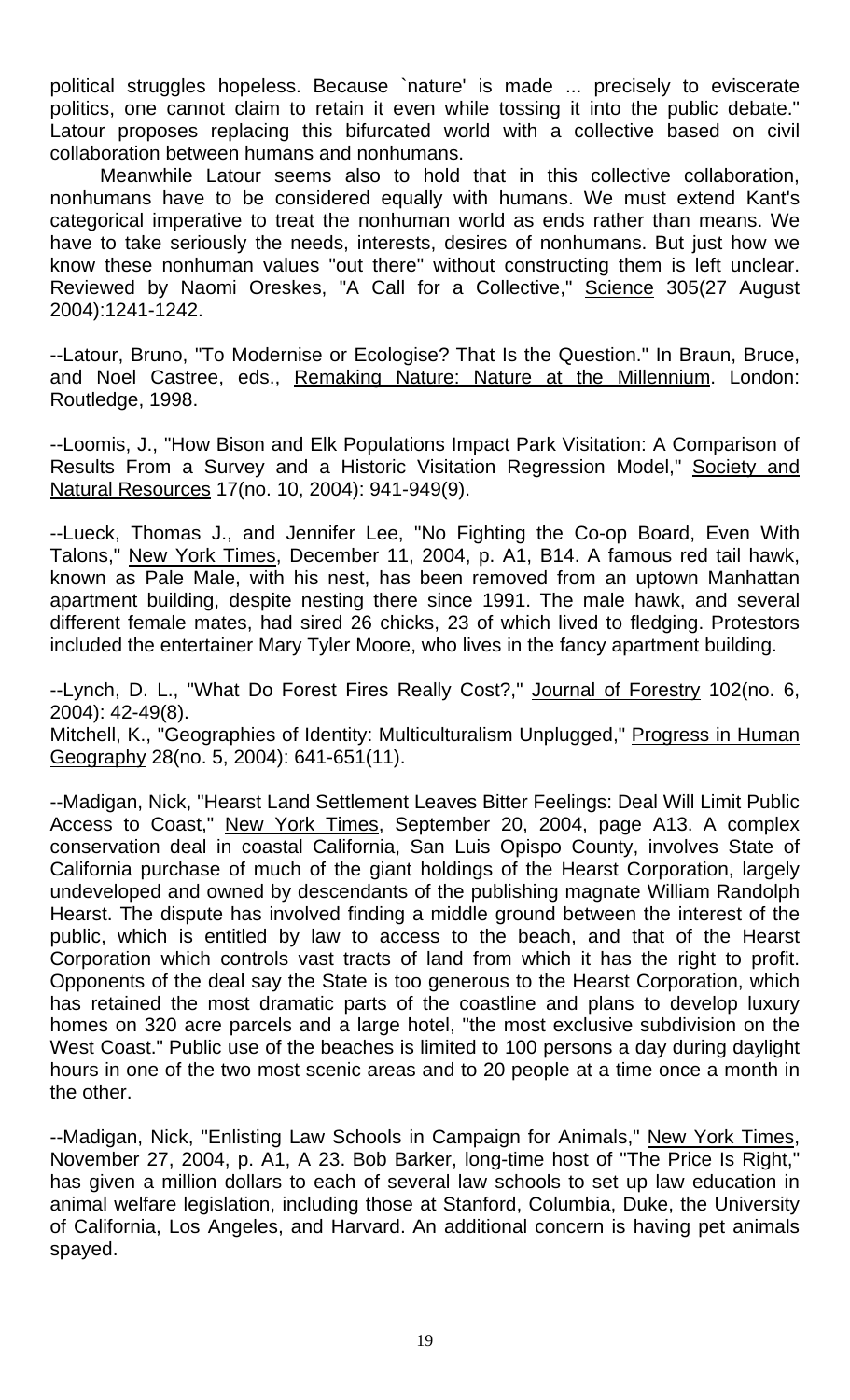political struggles hopeless. Because `nature' is made ... precisely to eviscerate politics, one cannot claim to retain it even while tossing it into the public debate." Latour proposes replacing this bifurcated world with a collective based on civil collaboration between humans and nonhumans.

Meanwhile Latour seems also to hold that in this collective collaboration, nonhumans have to be considered equally with humans. We must extend Kant's categorical imperative to treat the nonhuman world as ends rather than means. We have to take seriously the needs, interests, desires of nonhumans. But just how we know these nonhuman values "out there" without constructing them is left unclear. Reviewed by Naomi Oreskes, "A Call for a Collective," Science 305(27 August 2004):1241-1242.

--Latour, Bruno, "To Modernise or Ecologise? That Is the Question." In Braun, Bruce, and Noel Castree, eds., Remaking Nature: Nature at the Millennium. London: Routledge, 1998.

--Loomis, J., "How Bison and Elk Populations Impact Park Visitation: A Comparison of Results From a Survey and a Historic Visitation Regression Model," Society and Natural Resources 17(no. 10, 2004): 941-949(9).

--Lueck, Thomas J., and Jennifer Lee, "No Fighting the Co-op Board, Even With Talons," New York Times, December 11, 2004, p. A1, B14. A famous red tail hawk, known as Pale Male, with his nest, has been removed from an uptown Manhattan apartment building, despite nesting there since 1991. The male hawk, and several different female mates, had sired 26 chicks, 23 of which lived to fledging. Protestors included the entertainer Mary Tyler Moore, who lives in the fancy apartment building.

--Lynch, D. L., "What Do Forest Fires Really Cost?," Journal of Forestry 102(no. 6, 2004): 42-49(8).
Mitchell, K., "Geographies of Identity: Multiculturalism Unplugged," Progress in Human Geography 28(no. 5, 2004): 641-651(11).

--Madigan, Nick, "Hearst Land Settlement Leaves Bitter Feelings: Deal Will Limit Public Access to Coast," New York Times, September 20, 2004, page A13. A complex conservation deal in coastal California, San Luis Opispo County, involves State of California purchase of much of the giant holdings of the Hearst Corporation, largely undeveloped and owned by descendants of the publishing magnate William Randolph Hearst. The dispute has involved finding a middle ground between the interest of the public, which is entitled by law to access to the beach, and that of the Hearst Corporation which controls vast tracts of land from which it has the right to profit. Opponents of the deal say the State is too generous to the Hearst Corporation, which has retained the most dramatic parts of the coastline and plans to develop luxury homes on 320 acre parcels and a large hotel, "the most exclusive subdivision on the West Coast." Public use of the beaches is limited to 100 persons a day during daylight hours in one of the two most scenic areas and to 20 people at a time once a month in the other.

--Madigan, Nick, "Enlisting Law Schools in Campaign for Animals," New York Times, November 27, 2004, p. A1, A 23. Bob Barker, long-time host of "The Price Is Right," has given a million dollars to each of several law schools to set up law education in animal welfare legislation, including those at Stanford, Columbia, Duke, the University of California, Los Angeles, and Harvard. An additional concern is having pet animals spayed.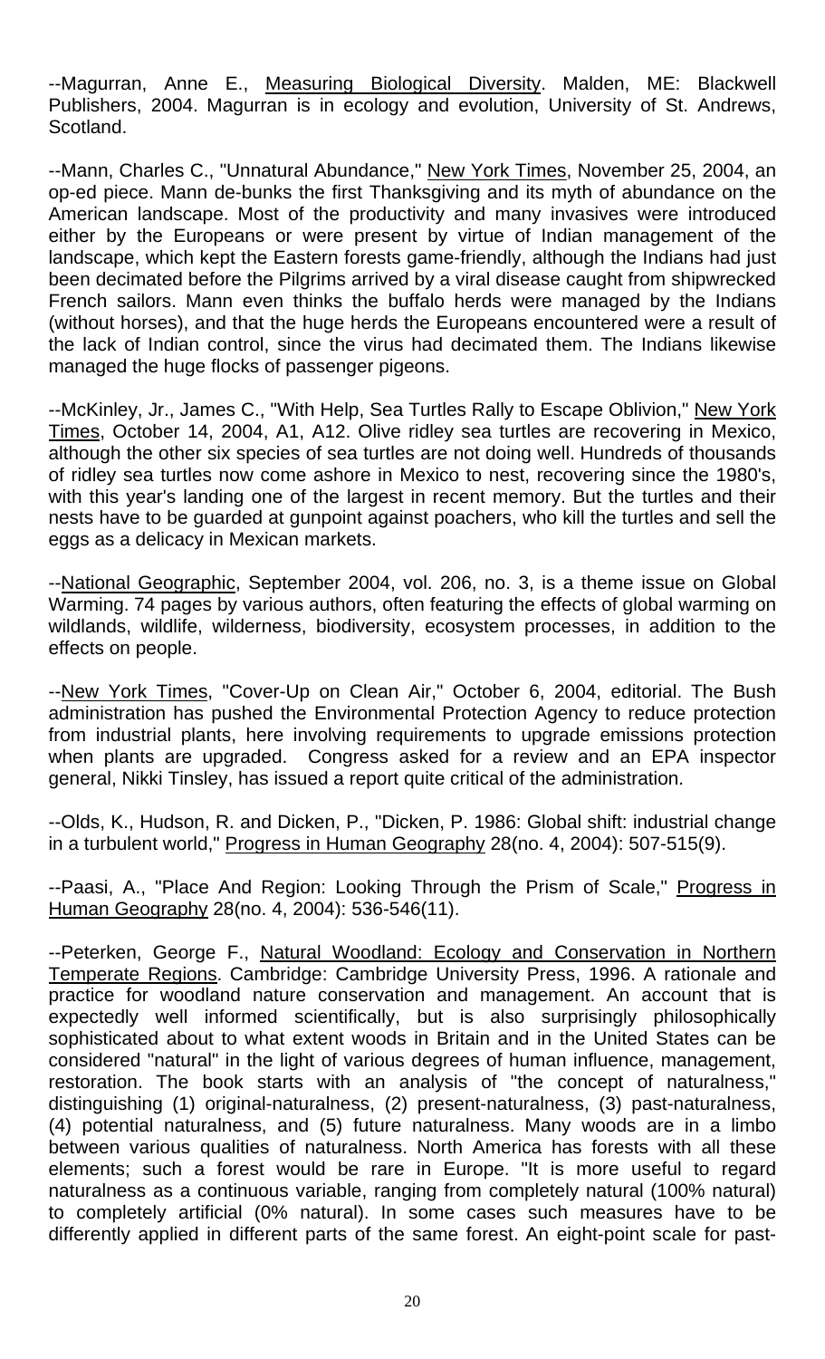--Magurran, Anne E., Measuring Biological Diversity. Malden, ME: Blackwell Publishers, 2004. Magurran is in ecology and evolution, University of St. Andrews, Scotland.

--Mann, Charles C., "Unnatural Abundance," New York Times, November 25, 2004, an op-ed piece. Mann de-bunks the first Thanksgiving and its myth of abundance on the American landscape. Most of the productivity and many invasives were introduced either by the Europeans or were present by virtue of Indian management of the landscape, which kept the Eastern forests game-friendly, although the Indians had just been decimated before the Pilgrims arrived by a viral disease caught from shipwrecked French sailors. Mann even thinks the buffalo herds were managed by the Indians (without horses), and that the huge herds the Europeans encountered were a result of the lack of Indian control, since the virus had decimated them. The Indians likewise managed the huge flocks of passenger pigeons.

--McKinley, Jr., James C., "With Help, Sea Turtles Rally to Escape Oblivion," New York Times, October 14, 2004, A1, A12. Olive ridley sea turtles are recovering in Mexico, although the other six species of sea turtles are not doing well. Hundreds of thousands of ridley sea turtles now come ashore in Mexico to nest, recovering since the 1980's, with this year's landing one of the largest in recent memory. But the turtles and their nests have to be guarded at gunpoint against poachers, who kill the turtles and sell the eggs as a delicacy in Mexican markets.

--National Geographic, September 2004, vol. 206, no. 3, is a theme issue on Global Warming. 74 pages by various authors, often featuring the effects of global warming on wildlands, wildlife, wilderness, biodiversity, ecosystem processes, in addition to the effects on people.

--New York Times, "Cover-Up on Clean Air," October 6, 2004, editorial. The Bush administration has pushed the Environmental Protection Agency to reduce protection from industrial plants, here involving requirements to upgrade emissions protection when plants are upgraded. Congress asked for a review and an EPA inspector general, Nikki Tinsley, has issued a report quite critical of the administration.

--Olds, K., Hudson, R. and Dicken, P., "Dicken, P. 1986: Global shift: industrial change in a turbulent world," Progress in Human Geography 28(no. 4, 2004): 507-515(9).

--Paasi, A., "Place And Region: Looking Through the Prism of Scale," Progress in Human Geography 28(no. 4, 2004): 536-546(11).

--Peterken, George F., Natural Woodland: Ecology and Conservation in Northern Temperate Regions. Cambridge: Cambridge University Press, 1996. A rationale and practice for woodland nature conservation and management. An account that is expectedly well informed scientifically, but is also surprisingly philosophically sophisticated about to what extent woods in Britain and in the United States can be considered "natural" in the light of various degrees of human influence, management, restoration. The book starts with an analysis of "the concept of naturalness," distinguishing (1) original-naturalness, (2) present-naturalness, (3) past-naturalness, (4) potential naturalness, and (5) future naturalness. Many woods are in a limbo between various qualities of naturalness. North America has forests with all these elements; such a forest would be rare in Europe. "It is more useful to regard naturalness as a continuous variable, ranging from completely natural (100% natural) to completely artificial (0% natural). In some cases such measures have to be differently applied in different parts of the same forest. An eight-point scale for past-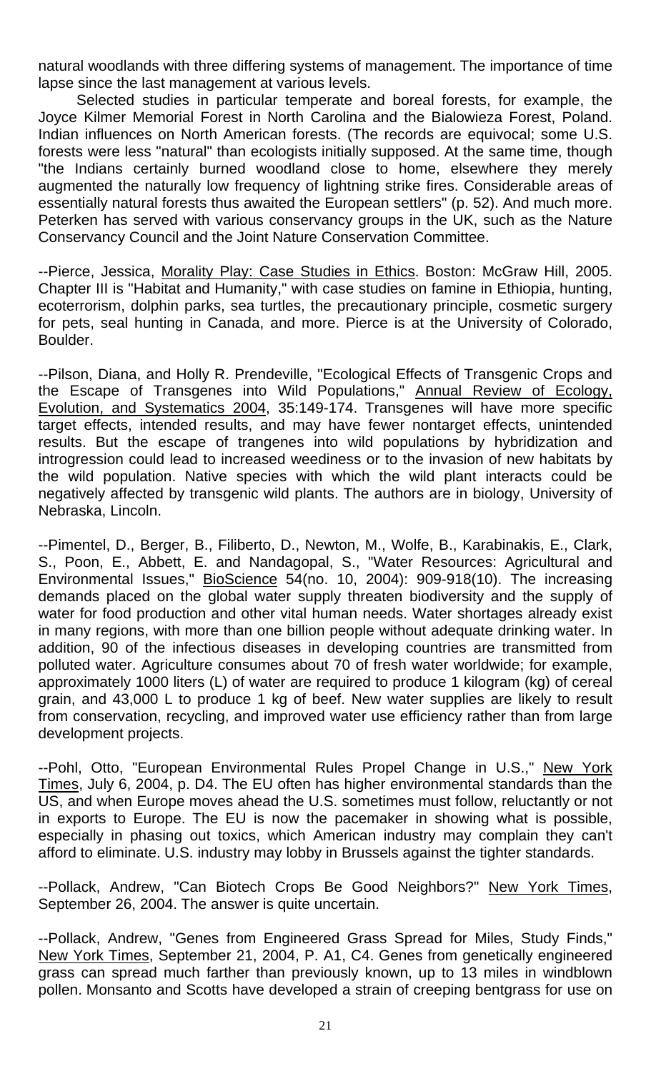natural woodlands with three differing systems of management. The importance of time lapse since the last management at various levels.

Selected studies in particular temperate and boreal forests, for example, the Joyce Kilmer Memorial Forest in North Carolina and the Bialowieza Forest, Poland. Indian influences on North American forests. (The records are equivocal; some U.S. forests were less "natural" than ecologists initially supposed. At the same time, though "the Indians certainly burned woodland close to home, elsewhere they merely augmented the naturally low frequency of lightning strike fires. Considerable areas of essentially natural forests thus awaited the European settlers" (p. 52). And much more. Peterken has served with various conservancy groups in the UK, such as the Nature Conservancy Council and the Joint Nature Conservation Committee.

--Pierce, Jessica, Morality Play: Case Studies in Ethics. Boston: McGraw Hill, 2005. Chapter III is "Habitat and Humanity," with case studies on famine in Ethiopia, hunting, ecoterrorism, dolphin parks, sea turtles, the precautionary principle, cosmetic surgery for pets, seal hunting in Canada, and more. Pierce is at the University of Colorado, Boulder.

--Pilson, Diana, and Holly R. Prendeville, "Ecological Effects of Transgenic Crops and the Escape of Transgenes into Wild Populations," Annual Review of Ecology, Evolution, and Systematics 2004, 35:149-174. Transgenes will have more specific target effects, intended results, and may have fewer nontarget effects, unintended results. But the escape of trangenes into wild populations by hybridization and introgression could lead to increased weediness or to the invasion of new habitats by the wild population. Native species with which the wild plant interacts could be negatively affected by transgenic wild plants. The authors are in biology, University of Nebraska, Lincoln.

--Pimentel, D., Berger, B., Filiberto, D., Newton, M., Wolfe, B., Karabinakis, E., Clark, S., Poon, E., Abbett, E. and Nandagopal, S., "Water Resources: Agricultural and Environmental Issues," BioScience 54(no. 10, 2004): 909-918(10). The increasing demands placed on the global water supply threaten biodiversity and the supply of water for food production and other vital human needs. Water shortages already exist in many regions, with more than one billion people without adequate drinking water. In addition, 90 of the infectious diseases in developing countries are transmitted from polluted water. Agriculture consumes about 70 of fresh water worldwide; for example, approximately 1000 liters (L) of water are required to produce 1 kilogram (kg) of cereal grain, and 43,000 L to produce 1 kg of beef. New water supplies are likely to result from conservation, recycling, and improved water use efficiency rather than from large development projects.

--Pohl, Otto, "European Environmental Rules Propel Change in U.S.," New York Times, July 6, 2004, p. D4. The EU often has higher environmental standards than the US, and when Europe moves ahead the U.S. sometimes must follow, reluctantly or not in exports to Europe. The EU is now the pacemaker in showing what is possible, especially in phasing out toxics, which American industry may complain they can't afford to eliminate. U.S. industry may lobby in Brussels against the tighter standards.

--Pollack, Andrew, "Can Biotech Crops Be Good Neighbors?" New York Times, September 26, 2004. The answer is quite uncertain.

--Pollack, Andrew, "Genes from Engineered Grass Spread for Miles, Study Finds," New York Times, September 21, 2004, P. A1, C4. Genes from genetically engineered grass can spread much farther than previously known, up to 13 miles in windblown pollen. Monsanto and Scotts have developed a strain of creeping bentgrass for use on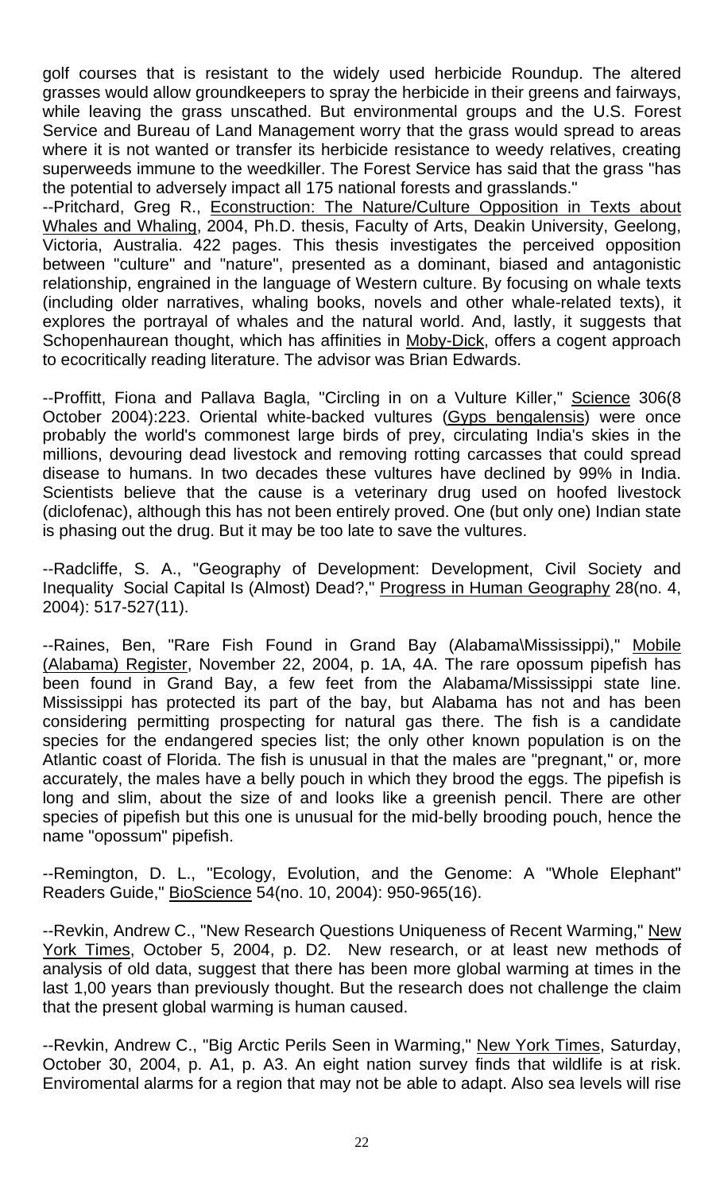golf courses that is resistant to the widely used herbicide Roundup. The altered grasses would allow groundkeepers to spray the herbicide in their greens and fairways, while leaving the grass unscathed. But environmental groups and the U.S. Forest Service and Bureau of Land Management worry that the grass would spread to areas where it is not wanted or transfer its herbicide resistance to weedy relatives, creating superweeds immune to the weedkiller. The Forest Service has said that the grass "has the potential to adversely impact all 175 national forests and grasslands."

--Pritchard, Greg R., Econstruction: The Nature/Culture Opposition in Texts about Whales and Whaling, 2004, Ph.D. thesis, Faculty of Arts, Deakin University, Geelong, Victoria, Australia. 422 pages. This thesis investigates the perceived opposition between "culture" and "nature", presented as a dominant, biased and antagonistic relationship, engrained in the language of Western culture. By focusing on whale texts (including older narratives, whaling books, novels and other whale-related texts), it explores the portrayal of whales and the natural world. And, lastly, it suggests that Schopenhaurean thought, which has affinities in Moby-Dick, offers a cogent approach to ecocritically reading literature. The advisor was Brian Edwards.

--Proffitt, Fiona and Pallava Bagla, "Circling in on a Vulture Killer," Science 306(8 October 2004):223. Oriental white-backed vultures (Gyps bengalensis) were once probably the world's commonest large birds of prey, circulating India's skies in the millions, devouring dead livestock and removing rotting carcasses that could spread disease to humans. In two decades these vultures have declined by 99% in India. Scientists believe that the cause is a veterinary drug used on hoofed livestock (diclofenac), although this has not been entirely proved. One (but only one) Indian state is phasing out the drug. But it may be too late to save the vultures.

--Radcliffe, S. A., "Geography of Development: Development, Civil Society and Inequality Social Capital Is (Almost) Dead?," Progress in Human Geography 28(no. 4, 2004): 517-527(11).

--Raines, Ben, "Rare Fish Found in Grand Bay (Alabama\Mississippi)," Mobile (Alabama) Register, November 22, 2004, p. 1A, 4A. The rare opossum pipefish has been found in Grand Bay, a few feet from the Alabama/Mississippi state line. Mississippi has protected its part of the bay, but Alabama has not and has been considering permitting prospecting for natural gas there. The fish is a candidate species for the endangered species list; the only other known population is on the Atlantic coast of Florida. The fish is unusual in that the males are "pregnant," or, more accurately, the males have a belly pouch in which they brood the eggs. The pipefish is long and slim, about the size of and looks like a greenish pencil. There are other species of pipefish but this one is unusual for the mid-belly brooding pouch, hence the name "opossum" pipefish.

--Remington, D. L., "Ecology, Evolution, and the Genome: A "Whole Elephant" Readers Guide," BioScience 54(no. 10, 2004): 950-965(16).

--Revkin, Andrew C., "New Research Questions Uniqueness of Recent Warming," New York Times, October 5, 2004, p. D2. New research, or at least new methods of analysis of old data, suggest that there has been more global warming at times in the last 1,00 years than previously thought. But the research does not challenge the claim that the present global warming is human caused.

--Revkin, Andrew C., "Big Arctic Perils Seen in Warming," New York Times, Saturday, October 30, 2004, p. A1, p. A3. An eight nation survey finds that wildlife is at risk. Enviromental alarms for a region that may not be able to adapt. Also sea levels will rise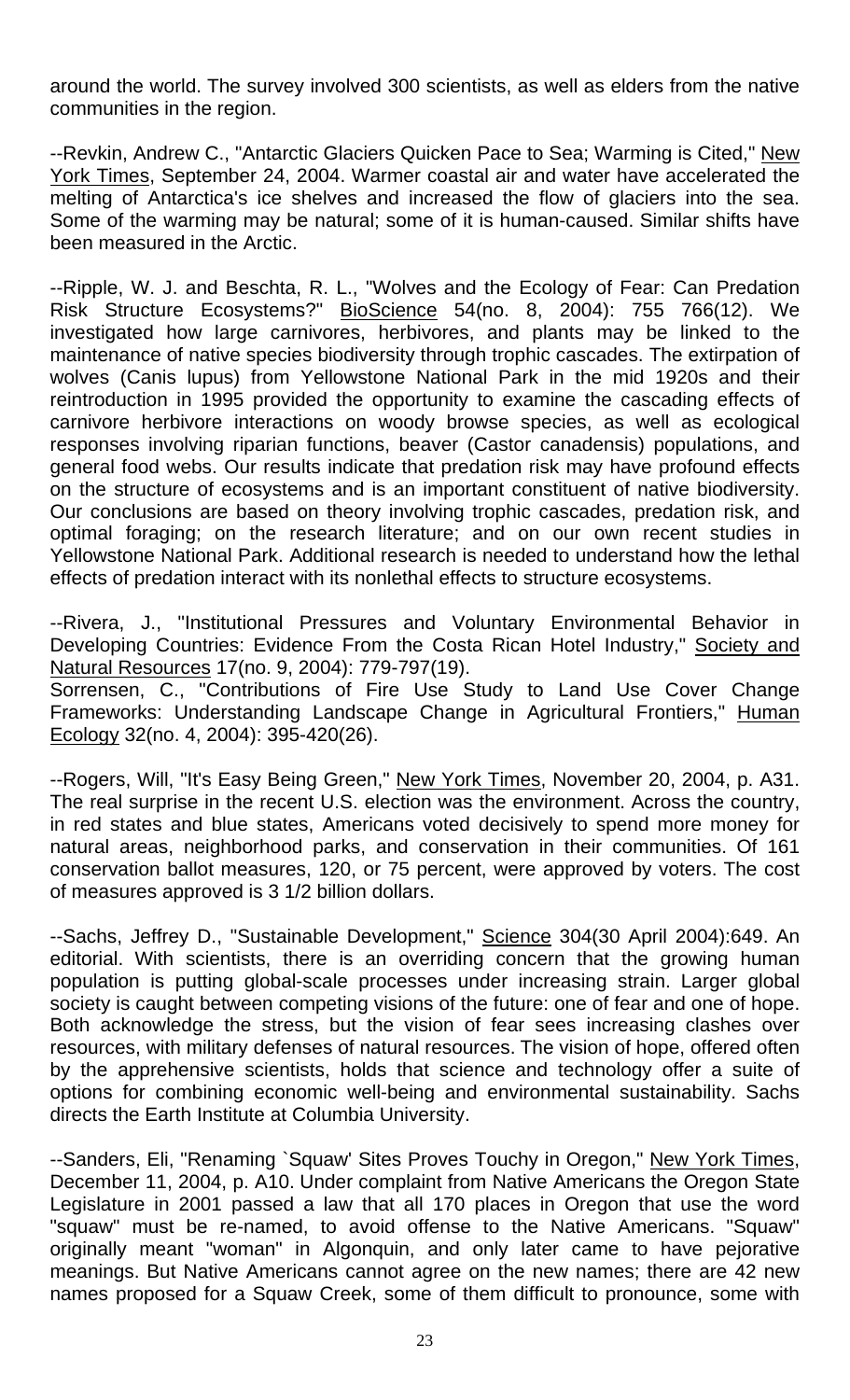around the world. The survey involved 300 scientists, as well as elders from the native communities in the region.

--Revkin, Andrew C., "Antarctic Glaciers Quicken Pace to Sea; Warming is Cited," New York Times, September 24, 2004. Warmer coastal air and water have accelerated the melting of Antarctica's ice shelves and increased the flow of glaciers into the sea. Some of the warming may be natural; some of it is human-caused. Similar shifts have been measured in the Arctic.

--Ripple, W. J. and Beschta, R. L., "Wolves and the Ecology of Fear: Can Predation Risk Structure Ecosystems?" BioScience 54(no. 8, 2004): 755 766(12). We investigated how large carnivores, herbivores, and plants may be linked to the maintenance of native species biodiversity through trophic cascades. The extirpation of wolves (Canis lupus) from Yellowstone National Park in the mid 1920s and their reintroduction in 1995 provided the opportunity to examine the cascading effects of carnivore herbivore interactions on woody browse species, as well as ecological responses involving riparian functions, beaver (Castor canadensis) populations, and general food webs. Our results indicate that predation risk may have profound effects on the structure of ecosystems and is an important constituent of native biodiversity. Our conclusions are based on theory involving trophic cascades, predation risk, and optimal foraging; on the research literature; and on our own recent studies in Yellowstone National Park. Additional research is needed to understand how the lethal effects of predation interact with its nonlethal effects to structure ecosystems.

--Rivera, J., "Institutional Pressures and Voluntary Environmental Behavior in Developing Countries: Evidence From the Costa Rican Hotel Industry," Society and Natural Resources 17(no. 9, 2004): 779-797(19).
Sorrensen, C., "Contributions of Fire Use Study to Land Use Cover Change Frameworks: Understanding Landscape Change in Agricultural Frontiers," Human Ecology 32(no. 4, 2004): 395-420(26).

--Rogers, Will, "It's Easy Being Green," New York Times, November 20, 2004, p. A31. The real surprise in the recent U.S. election was the environment. Across the country, in red states and blue states, Americans voted decisively to spend more money for natural areas, neighborhood parks, and conservation in their communities. Of 161 conservation ballot measures, 120, or 75 percent, were approved by voters. The cost of measures approved is 3 1/2 billion dollars.

--Sachs, Jeffrey D., "Sustainable Development," Science 304(30 April 2004):649. An editorial. With scientists, there is an overriding concern that the growing human population is putting global-scale processes under increasing strain. Larger global society is caught between competing visions of the future: one of fear and one of hope. Both acknowledge the stress, but the vision of fear sees increasing clashes over resources, with military defenses of natural resources. The vision of hope, offered often by the apprehensive scientists, holds that science and technology offer a suite of options for combining economic well-being and environmental sustainability. Sachs directs the Earth Institute at Columbia University.

--Sanders, Eli, "Renaming `Squaw' Sites Proves Touchy in Oregon," New York Times, December 11, 2004, p. A10. Under complaint from Native Americans the Oregon State Legislature in 2001 passed a law that all 170 places in Oregon that use the word "squaw" must be re-named, to avoid offense to the Native Americans. "Squaw" originally meant "woman" in Algonquin, and only later came to have pejorative meanings. But Native Americans cannot agree on the new names; there are 42 new names proposed for a Squaw Creek, some of them difficult to pronounce, some with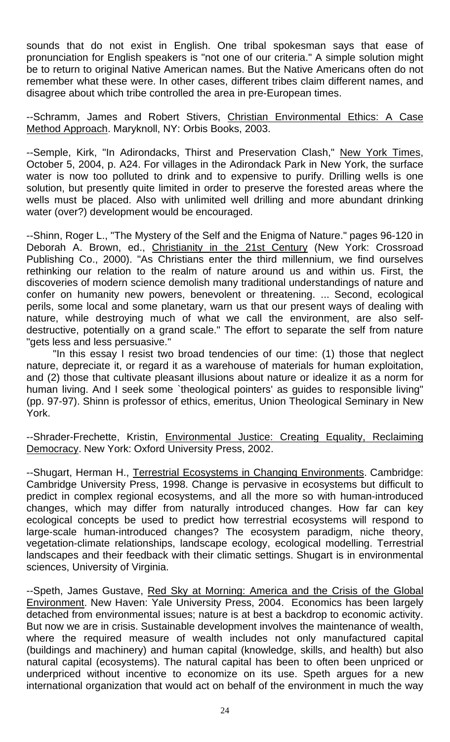sounds that do not exist in English. One tribal spokesman says that ease of pronunciation for English speakers is "not one of our criteria." A simple solution might be to return to original Native American names. But the Native Americans often do not remember what these were. In other cases, different tribes claim different names, and disagree about which tribe controlled the area in pre-European times.

--Schramm, James and Robert Stivers, Christian Environmental Ethics: A Case Method Approach. Maryknoll, NY: Orbis Books, 2003.

--Semple, Kirk, "In Adirondacks, Thirst and Preservation Clash," New York Times, October 5, 2004, p. A24. For villages in the Adirondack Park in New York, the surface water is now too polluted to drink and to expensive to purify. Drilling wells is one solution, but presently quite limited in order to preserve the forested areas where the wells must be placed. Also with unlimited well drilling and more abundant drinking water (over?) development would be encouraged.

--Shinn, Roger L., "The Mystery of the Self and the Enigma of Nature." pages 96-120 in Deborah A. Brown, ed., Christianity in the 21st Century (New York: Crossroad Publishing Co., 2000). "As Christians enter the third millennium, we find ourselves rethinking our relation to the realm of nature around us and within us. First, the discoveries of modern science demolish many traditional understandings of nature and confer on humanity new powers, benevolent or threatening. ... Second, ecological perils, some local and some planetary, warn us that our present ways of dealing with nature, while destroying much of what we call the environment, are also self-destructive, potentially on a grand scale." The effort to separate the self from nature "gets less and less persuasive."

"In this essay I resist two broad tendencies of our time: (1) those that neglect nature, depreciate it, or regard it as a warehouse of materials for human exploitation, and (2) those that cultivate pleasant illusions about nature or idealize it as a norm for human living. And I seek some `theological pointers' as guides to responsible living" (pp. 97-97). Shinn is professor of ethics, emeritus, Union Theological Seminary in New York.

--Shrader-Frechette, Kristin, Environmental Justice: Creating Equality, Reclaiming Democracy. New York: Oxford University Press, 2002.

--Shugart, Herman H., Terrestrial Ecosystems in Changing Environments. Cambridge: Cambridge University Press, 1998. Change is pervasive in ecosystems but difficult to predict in complex regional ecosystems, and all the more so with human-introduced changes, which may differ from naturally introduced changes. How far can key ecological concepts be used to predict how terrestrial ecosystems will respond to large-scale human-introduced changes? The ecosystem paradigm, niche theory, vegetation-climate relationships, landscape ecology, ecological modelling. Terrestrial landscapes and their feedback with their climatic settings. Shugart is in environmental sciences, University of Virginia.

--Speth, James Gustave, Red Sky at Morning: America and the Crisis of the Global Environment. New Haven: Yale University Press, 2004. Economics has been largely detached from environmental issues; nature is at best a backdrop to economic activity. But now we are in crisis. Sustainable development involves the maintenance of wealth, where the required measure of wealth includes not only manufactured capital (buildings and machinery) and human capital (knowledge, skills, and health) but also natural capital (ecosystems). The natural capital has been to often been unpriced or underpriced without incentive to economize on its use. Speth argues for a new international organization that would act on behalf of the environment in much the way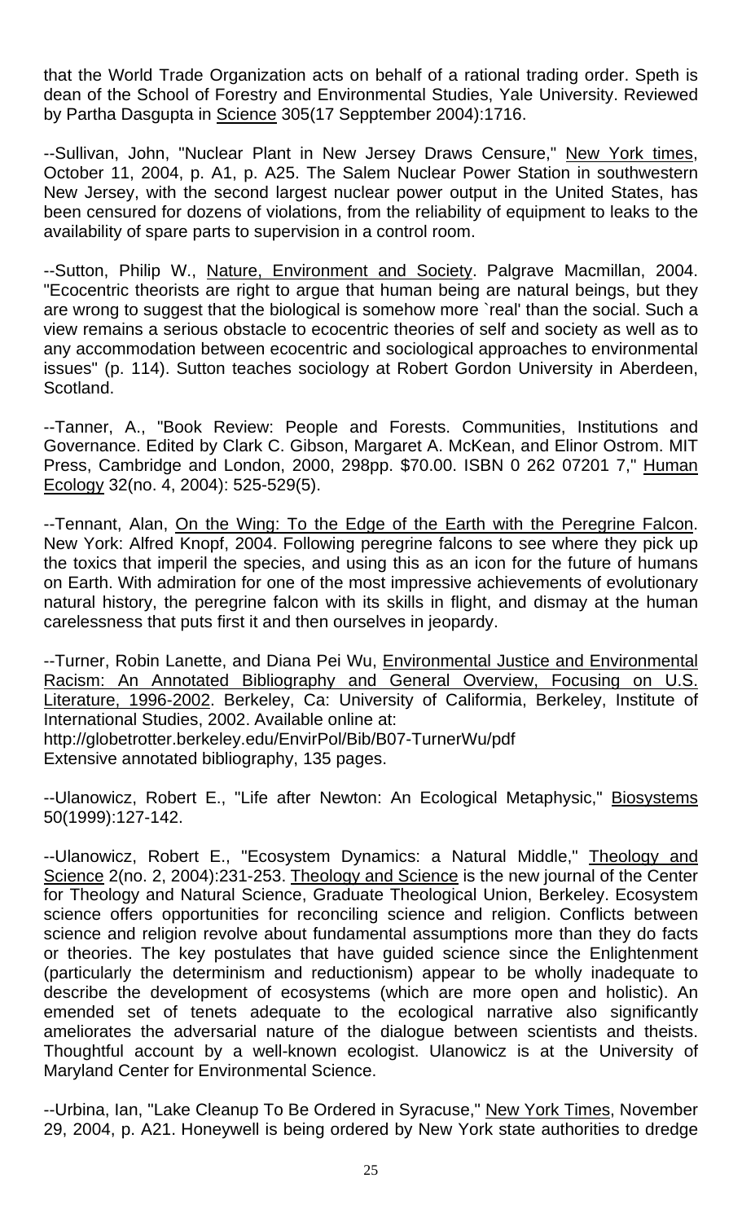that the World Trade Organization acts on behalf of a rational trading order. Speth is dean of the School of Forestry and Environmental Studies, Yale University. Reviewed by Partha Dasgupta in Science 305(17 Sepptember 2004):1716.

--Sullivan, John, "Nuclear Plant in New Jersey Draws Censure," New York times, October 11, 2004, p. A1, p. A25. The Salem Nuclear Power Station in southwestern New Jersey, with the second largest nuclear power output in the United States, has been censured for dozens of violations, from the reliability of equipment to leaks to the availability of spare parts to supervision in a control room.

--Sutton, Philip W., Nature, Environment and Society. Palgrave Macmillan, 2004. "Ecocentric theorists are right to argue that human being are natural beings, but they are wrong to suggest that the biological is somehow more `real' than the social. Such a view remains a serious obstacle to ecocentric theories of self and society as well as to any accommodation between ecocentric and sociological approaches to environmental issues" (p. 114). Sutton teaches sociology at Robert Gordon University in Aberdeen, Scotland.

--Tanner, A., "Book Review: People and Forests. Communities, Institutions and Governance. Edited by Clark C. Gibson, Margaret A. McKean, and Elinor Ostrom. MIT Press, Cambridge and London, 2000, 298pp. $70.00. ISBN 0 262 07201 7," Human Ecology 32(no. 4, 2004): 525-529(5).

--Tennant, Alan, On the Wing: To the Edge of the Earth with the Peregrine Falcon. New York: Alfred Knopf, 2004. Following peregrine falcons to see where they pick up the toxics that imperil the species, and using this as an icon for the future of humans on Earth. With admiration for one of the most impressive achievements of evolutionary natural history, the peregrine falcon with its skills in flight, and dismay at the human carelessness that puts first it and then ourselves in jeopardy.

--Turner, Robin Lanette, and Diana Pei Wu, Environmental Justice and Environmental Racism: An Annotated Bibliography and General Overview, Focusing on U.S. Literature, 1996-2002. Berkeley, Ca: University of Califormia, Berkeley, Institute of International Studies, 2002. Available online at:
http://globetrotter.berkeley.edu/EnvirPol/Bib/B07-TurnerWu/pdf
Extensive annotated bibliography, 135 pages.

--Ulanowicz, Robert E., "Life after Newton: An Ecological Metaphysic," Biosystems 50(1999):127-142.

--Ulanowicz, Robert E., "Ecosystem Dynamics: a Natural Middle," Theology and Science 2(no. 2, 2004):231-253. Theology and Science is the new journal of the Center for Theology and Natural Science, Graduate Theological Union, Berkeley. Ecosystem science offers opportunities for reconciling science and religion. Conflicts between science and religion revolve about fundamental assumptions more than they do facts or theories. The key postulates that have guided science since the Enlightenment (particularly the determinism and reductionism) appear to be wholly inadequate to describe the development of ecosystems (which are more open and holistic). An emended set of tenets adequate to the ecological narrative also significantly ameliorates the adversarial nature of the dialogue between scientists and theists. Thoughtful account by a well-known ecologist. Ulanowicz is at the University of Maryland Center for Environmental Science.

--Urbina, Ian, "Lake Cleanup To Be Ordered in Syracuse," New York Times, November 29, 2004, p. A21. Honeywell is being ordered by New York state authorities to dredge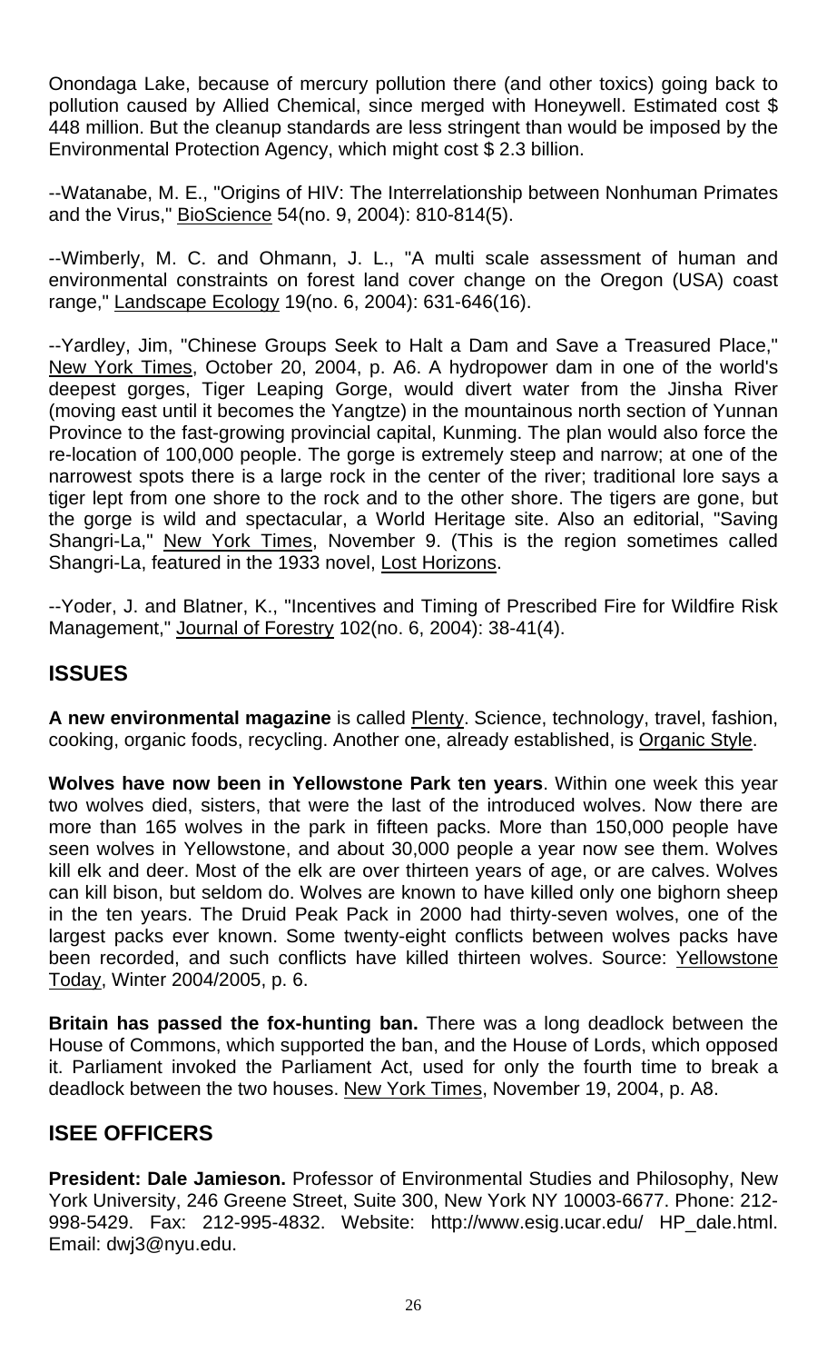Onondaga Lake, because of mercury pollution there (and other toxics) going back to pollution caused by Allied Chemical, since merged with Honeywell. Estimated cost $ 448 million. But the cleanup standards are less stringent than would be imposed by the Environmental Protection Agency, which might cost $ 2.3 billion.

--Watanabe, M. E., "Origins of HIV: The Interrelationship between Nonhuman Primates and the Virus," BioScience 54(no. 9, 2004): 810-814(5).

--Wimberly, M. C. and Ohmann, J. L., "A multi scale assessment of human and environmental constraints on forest land cover change on the Oregon (USA) coast range," Landscape Ecology 19(no. 6, 2004): 631-646(16).

--Yardley, Jim, "Chinese Groups Seek to Halt a Dam and Save a Treasured Place," New York Times, October 20, 2004, p. A6. A hydropower dam in one of the world's deepest gorges, Tiger Leaping Gorge, would divert water from the Jinsha River (moving east until it becomes the Yangtze) in the mountainous north section of Yunnan Province to the fast-growing provincial capital, Kunming. The plan would also force the re-location of 100,000 people. The gorge is extremely steep and narrow; at one of the narrowest spots there is a large rock in the center of the river; traditional lore says a tiger lept from one shore to the rock and to the other shore. The tigers are gone, but the gorge is wild and spectacular, a World Heritage site. Also an editorial, "Saving Shangri-La," New York Times, November 9. (This is the region sometimes called Shangri-La, featured in the 1933 novel, Lost Horizons.

--Yoder, J. and Blatner, K., "Incentives and Timing of Prescribed Fire for Wildfire Risk Management," Journal of Forestry 102(no. 6, 2004): 38-41(4).

## ISSUES

**A new environmental magazine** is called Plenty. Science, technology, travel, fashion, cooking, organic foods, recycling. Another one, already established, is Organic Style.

**Wolves have now been in Yellowstone Park ten years**. Within one week this year two wolves died, sisters, that were the last of the introduced wolves. Now there are more than 165 wolves in the park in fifteen packs. More than 150,000 people have seen wolves in Yellowstone, and about 30,000 people a year now see them. Wolves kill elk and deer. Most of the elk are over thirteen years of age, or are calves. Wolves can kill bison, but seldom do. Wolves are known to have killed only one bighorn sheep in the ten years. The Druid Peak Pack in 2000 had thirty-seven wolves, one of the largest packs ever known. Some twenty-eight conflicts between wolves packs have been recorded, and such conflicts have killed thirteen wolves. Source: Yellowstone Today, Winter 2004/2005, p. 6.

**Britain has passed the fox-hunting ban.** There was a long deadlock between the House of Commons, which supported the ban, and the House of Lords, which opposed it. Parliament invoked the Parliament Act, used for only the fourth time to break a deadlock between the two houses. New York Times, November 19, 2004, p. A8.

## ISEE OFFICERS

**President: Dale Jamieson.** Professor of Environmental Studies and Philosophy, New York University, 246 Greene Street, Suite 300, New York NY 10003-6677. Phone: 212-998-5429. Fax: 212-995-4832. Website: http://www.esig.ucar.edu/ HP_dale.html. Email: dwj3@nyu.edu.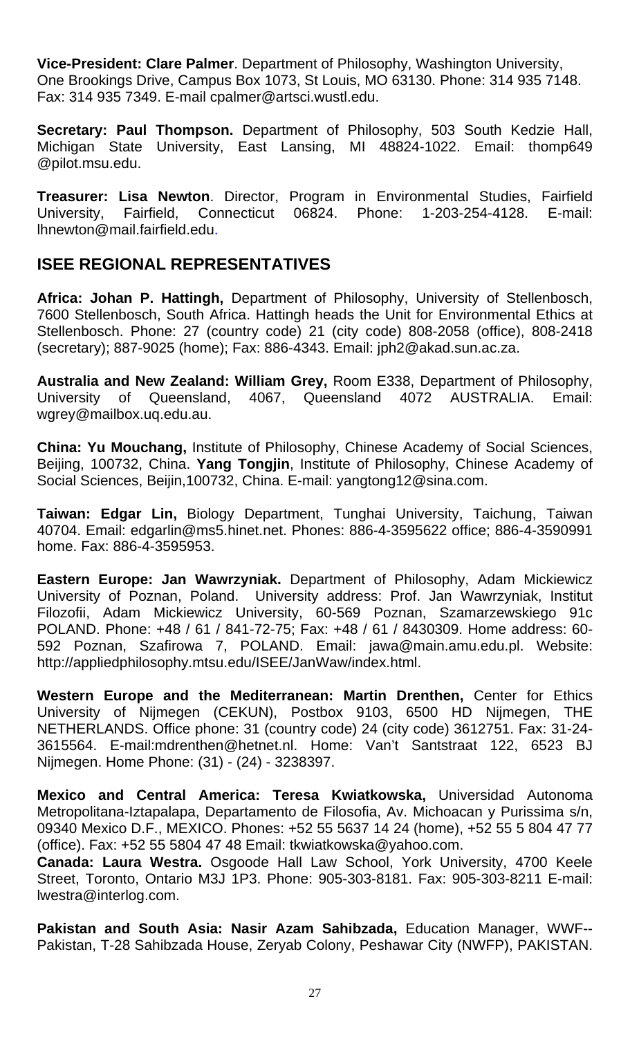**Vice-President: Clare Palmer**. Department of Philosophy, Washington University, One Brookings Drive, Campus Box 1073, St Louis, MO 63130. Phone: 314 935 7148. Fax: 314 935 7349. E-mail cpalmer@artsci.wustl.edu.

**Secretary: Paul Thompson.** Department of Philosophy, 503 South Kedzie Hall, Michigan State University, East Lansing, MI 48824-1022. Email: thomp649 @pilot.msu.edu.

**Treasurer: Lisa Newton**. Director, Program in Environmental Studies, Fairfield University, Fairfield, Connecticut 06824. Phone: 1-203-254-4128. E-mail: lhnewton@mail.fairfield.edu.

## ISEE REGIONAL REPRESENTATIVES

**Africa: Johan P. Hattingh,** Department of Philosophy, University of Stellenbosch, 7600 Stellenbosch, South Africa. Hattingh heads the Unit for Environmental Ethics at Stellenbosch. Phone: 27 (country code) 21 (city code) 808-2058 (office), 808-2418 (secretary); 887-9025 (home); Fax: 886-4343. Email: jph2@akad.sun.ac.za.

**Australia and New Zealand: William Grey,** Room E338, Department of Philosophy, University of Queensland, 4067, Queensland 4072 AUSTRALIA. Email: wgrey@mailbox.uq.edu.au.

**China: Yu Mouchang,** Institute of Philosophy, Chinese Academy of Social Sciences, Beijing, 100732, China. **Yang Tongjin**, Institute of Philosophy, Chinese Academy of Social Sciences, Beijin,100732, China. E-mail: yangtong12@sina.com.

**Taiwan: Edgar Lin,** Biology Department, Tunghai University, Taichung, Taiwan 40704. Email: edgarlin@ms5.hinet.net. Phones: 886-4-3595622 office; 886-4-3590991 home. Fax: 886-4-3595953.

**Eastern Europe: Jan Wawrzyniak.** Department of Philosophy, Adam Mickiewicz University of Poznan, Poland. University address: Prof. Jan Wawrzyniak, Institut Filozofii, Adam Mickiewicz University, 60-569 Poznan, Szamarzewskiego 91c POLAND. Phone: +48 / 61 / 841-72-75; Fax: +48 / 61 / 8430309. Home address: 60-592 Poznan, Szafirowa 7, POLAND. Email: jawa@main.amu.edu.pl. Website: http://appliedphilosophy.mtsu.edu/ISEE/JanWaw/index.html.

**Western Europe and the Mediterranean: Martin Drenthen,** Center for Ethics University of Nijmegen (CEKUN), Postbox 9103, 6500 HD Nijmegen, THE NETHERLANDS. Office phone: 31 (country code) 24 (city code) 3612751. Fax: 31-24-3615564. E-mail:mdrenthen@hetnet.nl. Home: Van't Santstraat 122, 6523 BJ Nijmegen. Home Phone: (31) - (24) - 3238397.

**Mexico and Central America: Teresa Kwiatkowska,** Universidad Autonoma Metropolitana-Iztapalapa, Departamento de Filosofia, Av. Michoacan y Purissima s/n, 09340 Mexico D.F., MEXICO. Phones: +52 55 5637 14 24 (home), +52 55 5 804 47 77 (office). Fax: +52 55 5804 47 48 Email: tkwiatkowska@yahoo.com.

**Canada: Laura Westra.** Osgoode Hall Law School, York University, 4700 Keele Street, Toronto, Ontario M3J 1P3. Phone: 905-303-8181. Fax: 905-303-8211 E-mail: lwestra@interlog.com.

**Pakistan and South Asia: Nasir Azam Sahibzada,** Education Manager, WWF--Pakistan, T-28 Sahibzada House, Zeryab Colony, Peshawar City (NWFP), PAKISTAN.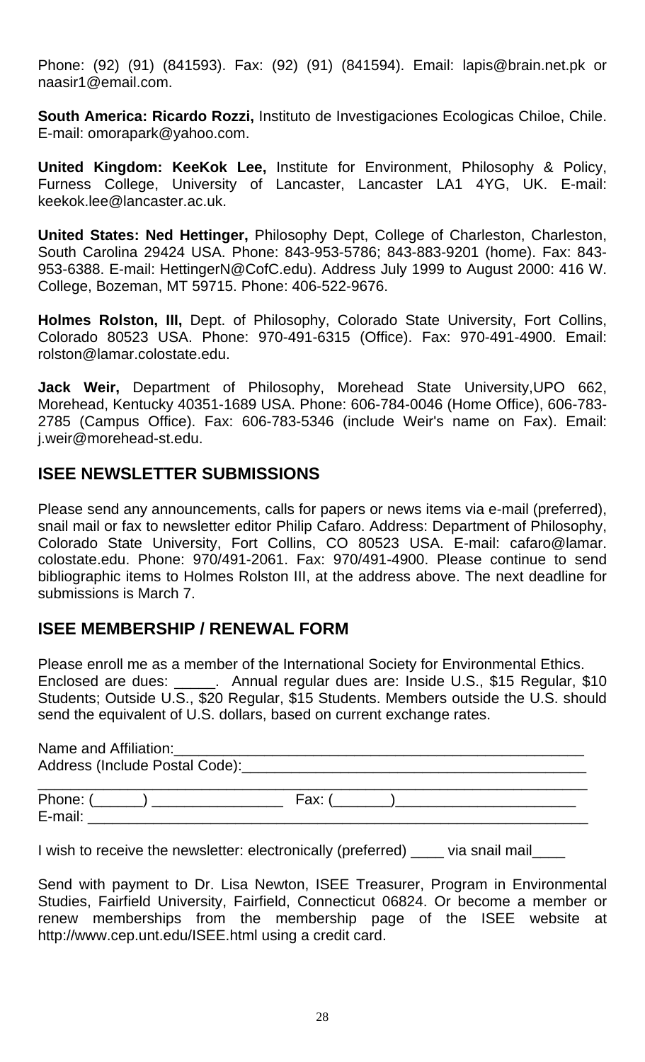Phone: (92) (91) (841593). Fax: (92) (91) (841594). Email: lapis@brain.net.pk or naasir1@email.com.

**South America: Ricardo Rozzi,** Instituto de Investigaciones Ecologicas Chiloe, Chile. E-mail: omorapark@yahoo.com.

**United Kingdom: KeeKok Lee,** Institute for Environment, Philosophy & Policy, Furness College, University of Lancaster, Lancaster LA1 4YG, UK. E-mail: keekok.lee@lancaster.ac.uk.

**United States: Ned Hettinger,** Philosophy Dept, College of Charleston, Charleston, South Carolina 29424 USA. Phone: 843-953-5786; 843-883-9201 (home). Fax: 843-953-6388. E-mail: HettingerN@CofC.edu). Address July 1999 to August 2000: 416 W. College, Bozeman, MT 59715. Phone: 406-522-9676.

**Holmes Rolston, III,** Dept. of Philosophy, Colorado State University, Fort Collins, Colorado 80523 USA. Phone: 970-491-6315 (Office). Fax: 970-491-4900. Email: rolston@lamar.colostate.edu.

**Jack Weir,** Department of Philosophy, Morehead State University,UPO 662, Morehead, Kentucky 40351-1689 USA. Phone: 606-784-0046 (Home Office), 606-783-2785 (Campus Office). Fax: 606-783-5346 (include Weir's name on Fax). Email: j.weir@morehead-st.edu.

## ISEE NEWSLETTER SUBMISSIONS

Please send any announcements, calls for papers or news items via e-mail (preferred), snail mail or fax to newsletter editor Philip Cafaro. Address: Department of Philosophy, Colorado State University, Fort Collins, CO 80523 USA. E-mail: cafaro@lamar. colostate.edu. Phone: 970/491-2061. Fax: 970/491-4900. Please continue to send bibliographic items to Holmes Rolston III, at the address above. The next deadline for submissions is March 7.

## ISEE MEMBERSHIP / RENEWAL FORM

Please enroll me as a member of the International Society for Environmental Ethics. Enclosed are dues: _____. Annual regular dues are: Inside U.S., $15 Regular, $10 Students; Outside U.S., $20 Regular, $15 Students. Members outside the U.S. should send the equivalent of U.S. dollars, based on current exchange rates.

Name and Affiliation:_____________________________________________________
Address (Include Postal Code):_____________________________________________
___________________________________________________________________
Phone: (______) ________________ Fax: (_______)______________________
E-mail: _____________________________________________________________

I wish to receive the newsletter: electronically (preferred) ____ via snail mail____

Send with payment to Dr. Lisa Newton, ISEE Treasurer, Program in Environmental Studies, Fairfield University, Fairfield, Connecticut 06824. Or become a member or renew memberships from the membership page of the ISEE website at http://www.cep.unt.edu/ISEE.html using a credit card.